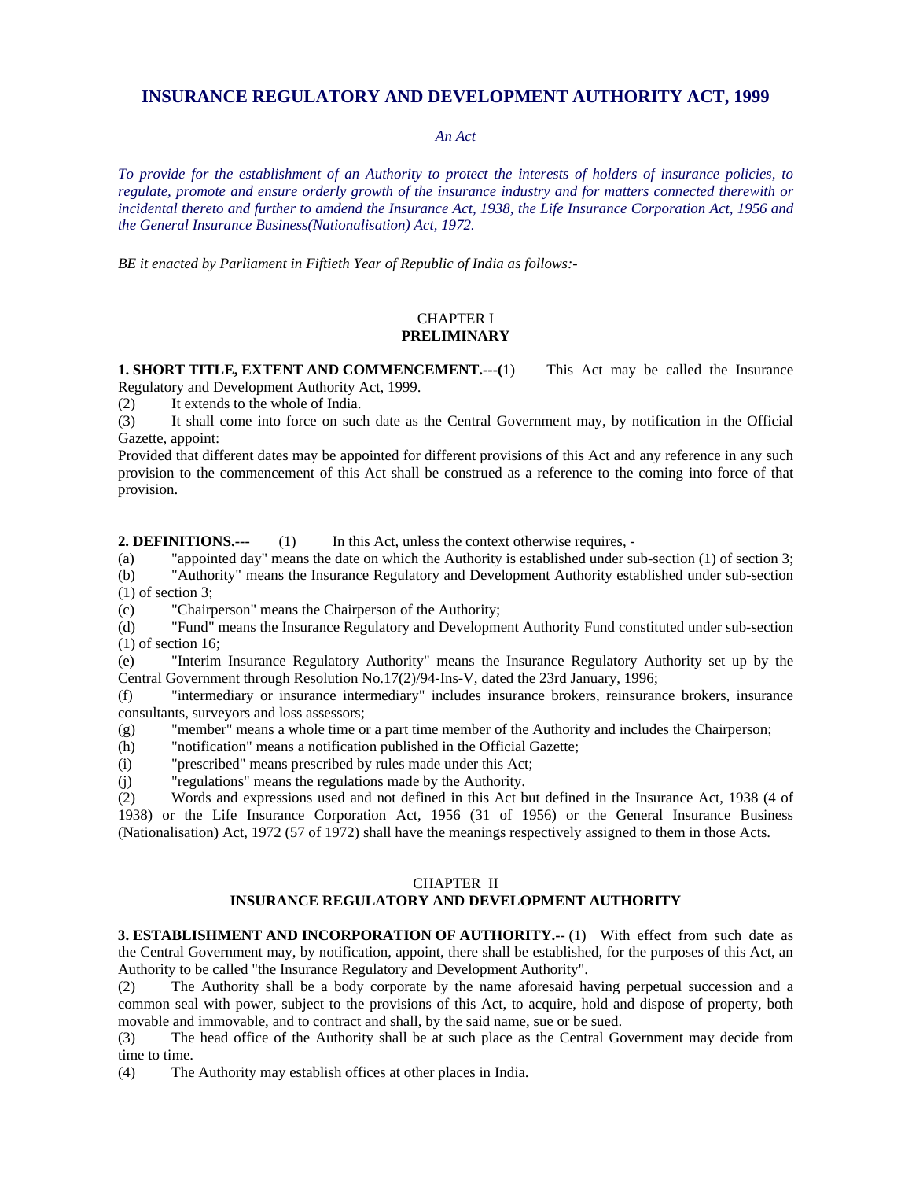# INSURANCE REGULATORY AND DEVELOPMENT AUTHORITY ACT, 1999

*An Act*

*To provide for the establishment of an Authority to protect the interests of holders of insurance policies, to regulate, promote and ensure orderly growth of the insurance industry and for matters connected therewith or incidental thereto and further to amdend the Insurance Act, 1938, the Life Insurance Corporation Act, 1956 and the General Insurance Business(Nationalisation) Act, 1972.*

*BE it enacted by Parliament in Fiftieth Year of Republic of India as follows:-*

## CHAPTER I
## PRELIMINARY

**1. SHORT TITLE, EXTENT AND COMMENCEMENT.---(**1) This Act may be called the Insurance Regulatory and Development Authority Act, 1999.

(2) It extends to the whole of India.

(3) It shall come into force on such date as the Central Government may, by notification in the Official Gazette, appoint:

Provided that different dates may be appointed for different provisions of this Act and any reference in any such provision to the commencement of this Act shall be construed as a reference to the coming into force of that provision.

**2. DEFINITIONS.---** (1) In this Act, unless the context otherwise requires, -

(a) "appointed day" means the date on which the Authority is established under sub-section (1) of section 3;

(b) "Authority" means the Insurance Regulatory and Development Authority established under sub-section (1) of section 3;

(c) "Chairperson" means the Chairperson of the Authority;

(d) "Fund" means the Insurance Regulatory and Development Authority Fund constituted under sub-section (1) of section 16;

(e) "Interim Insurance Regulatory Authority" means the Insurance Regulatory Authority set up by the Central Government through Resolution No.17(2)/94-Ins-V, dated the 23rd January, 1996;

(f) "intermediary or insurance intermediary" includes insurance brokers, reinsurance brokers, insurance consultants, surveyors and loss assessors;

(g) "member" means a whole time or a part time member of the Authority and includes the Chairperson;

(h) "notification" means a notification published in the Official Gazette;

(i) "prescribed" means prescribed by rules made under this Act;

(j) "regulations" means the regulations made by the Authority.

(2) Words and expressions used and not defined in this Act but defined in the Insurance Act, 1938 (4 of 1938) or the Life Insurance Corporation Act, 1956 (31 of 1956) or the General Insurance Business (Nationalisation) Act, 1972 (57 of 1972) shall have the meanings respectively assigned to them in those Acts.

## CHAPTER II
## INSURANCE REGULATORY AND DEVELOPMENT AUTHORITY

**3. ESTABLISHMENT AND INCORPORATION OF AUTHORITY.--** (1) With effect from such date as the Central Government may, by notification, appoint, there shall be established, for the purposes of this Act, an Authority to be called "the Insurance Regulatory and Development Authority".

(2) The Authority shall be a body corporate by the name aforesaid having perpetual succession and a common seal with power, subject to the provisions of this Act, to acquire, hold and dispose of property, both movable and immovable, and to contract and shall, by the said name, sue or be sued.

(3) The head office of the Authority shall be at such place as the Central Government may decide from time to time.

(4) The Authority may establish offices at other places in India.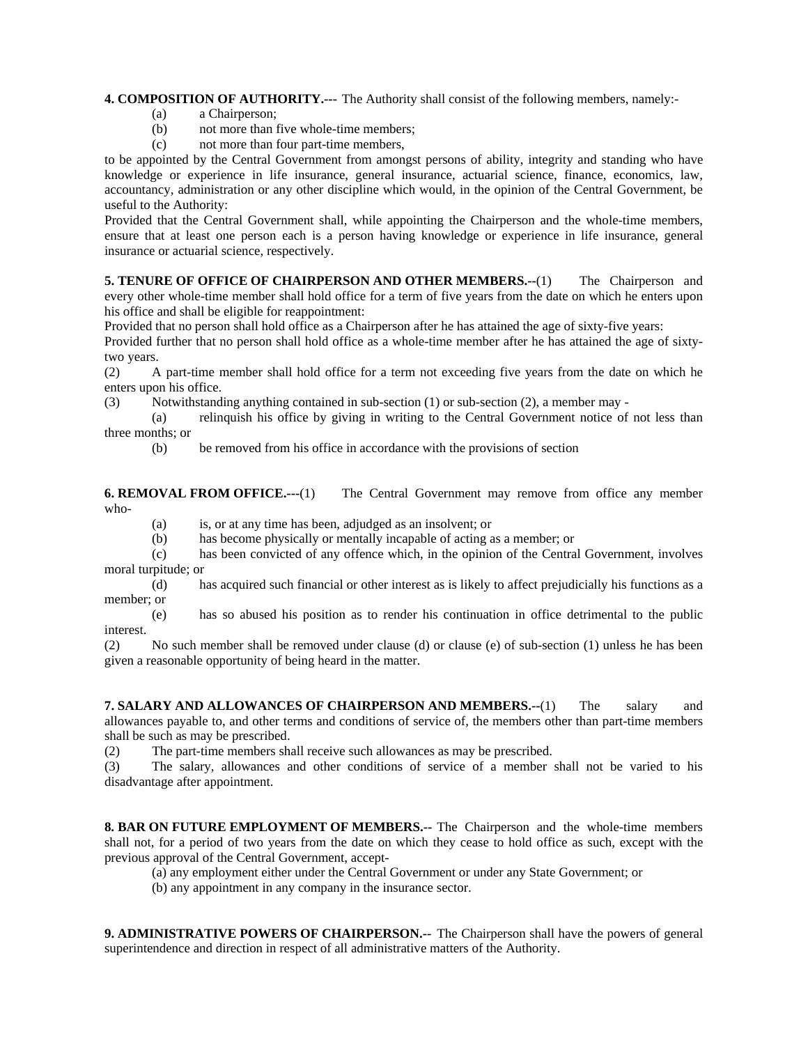**4. COMPOSITION OF AUTHORITY.---** The Authority shall consist of the following members, namely:-

(a) a Chairperson;

(b) not more than five whole-time members;

(c) not more than four part-time members,

to be appointed by the Central Government from amongst persons of ability, integrity and standing who have knowledge or experience in life insurance, general insurance, actuarial science, finance, economics, law, accountancy, administration or any other discipline which would, in the opinion of the Central Government, be useful to the Authority:

Provided that the Central Government shall, while appointing the Chairperson and the whole-time members, ensure that at least one person each is a person having knowledge or experience in life insurance, general insurance or actuarial science, respectively.

**5. TENURE OF OFFICE OF CHAIRPERSON AND OTHER MEMBERS.--**(1) The Chairperson and every other whole-time member shall hold office for a term of five years from the date on which he enters upon his office and shall be eligible for reappointment:

Provided that no person shall hold office as a Chairperson after he has attained the age of sixty-five years:

Provided further that no person shall hold office as a whole-time member after he has attained the age of sixty-two years.

(2) A part-time member shall hold office for a term not exceeding five years from the date on which he enters upon his office.

(3) Notwithstanding anything contained in sub-section (1) or sub-section (2), a member may -

(a) relinquish his office by giving in writing to the Central Government notice of not less than three months; or

(b) be removed from his office in accordance with the provisions of section

**6. REMOVAL FROM OFFICE.---**(1) The Central Government may remove from office any member who-

(a) is, or at any time has been, adjudged as an insolvent; or

(b) has become physically or mentally incapable of acting as a member; or

(c) has been convicted of any offence which, in the opinion of the Central Government, involves moral turpitude; or

(d) has acquired such financial or other interest as is likely to affect prejudicially his functions as a member; or

(e) has so abused his position as to render his continuation in office detrimental to the public interest.

(2) No such member shall be removed under clause (d) or clause (e) of sub-section (1) unless he has been given a reasonable opportunity of being heard in the matter.

**7. SALARY AND ALLOWANCES OF CHAIRPERSON AND MEMBERS.--**(1) The salary and allowances payable to, and other terms and conditions of service of, the members other than part-time members shall be such as may be prescribed.

(2) The part-time members shall receive such allowances as may be prescribed.

(3) The salary, allowances and other conditions of service of a member shall not be varied to his disadvantage after appointment.

**8. BAR ON FUTURE EMPLOYMENT OF MEMBERS.--** The Chairperson and the whole-time members shall not, for a period of two years from the date on which they cease to hold office as such, except with the previous approval of the Central Government, accept-

(a) any employment either under the Central Government or under any State Government; or

(b) any appointment in any company in the insurance sector.

**9. ADMINISTRATIVE POWERS OF CHAIRPERSON.--** The Chairperson shall have the powers of general superintendence and direction in respect of all administrative matters of the Authority.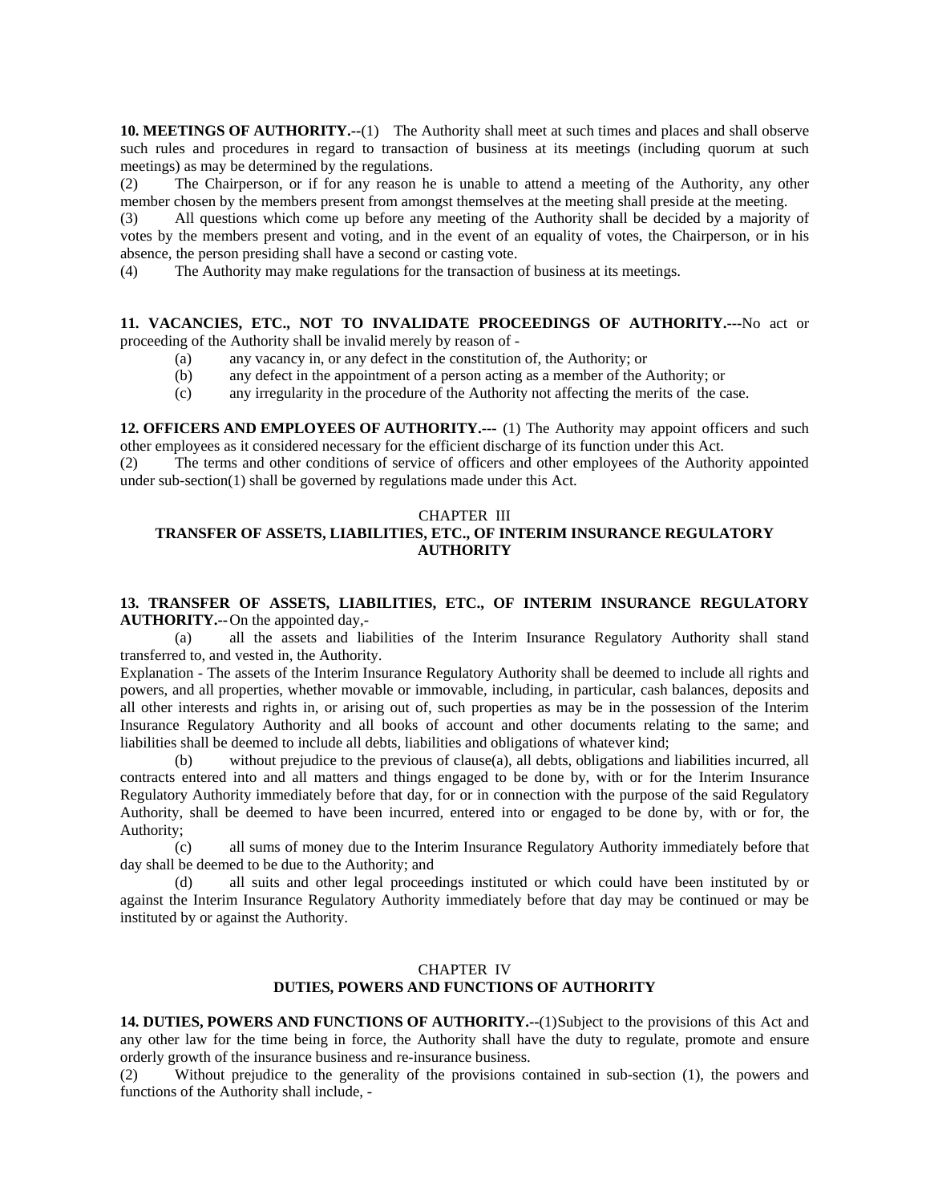**10. MEETINGS OF AUTHORITY.--**(1) The Authority shall meet at such times and places and shall observe such rules and procedures in regard to transaction of business at its meetings (including quorum at such meetings) as may be determined by the regulations.

(2) The Chairperson, or if for any reason he is unable to attend a meeting of the Authority, any other member chosen by the members present from amongst themselves at the meeting shall preside at the meeting.

(3) All questions which come up before any meeting of the Authority shall be decided by a majority of votes by the members present and voting, and in the event of an equality of votes, the Chairperson, or in his absence, the person presiding shall have a second or casting vote.

(4) The Authority may make regulations for the transaction of business at its meetings.

**11. VACANCIES, ETC., NOT TO INVALIDATE PROCEEDINGS OF AUTHORITY.---**No act or proceeding of the Authority shall be invalid merely by reason of -

- (a) any vacancy in, or any defect in the constitution of, the Authority; or
- (b) any defect in the appointment of a person acting as a member of the Authority; or
- (c) any irregularity in the procedure of the Authority not affecting the merits of the case.

**12. OFFICERS AND EMPLOYEES OF AUTHORITY.---** (1) The Authority may appoint officers and such other employees as it considered necessary for the efficient discharge of its function under this Act.

(2) The terms and other conditions of service of officers and other employees of the Authority appointed under sub-section(1) shall be governed by regulations made under this Act.

## CHAPTER III
## TRANSFER OF ASSETS, LIABILITIES, ETC., OF INTERIM INSURANCE REGULATORY AUTHORITY

**13. TRANSFER OF ASSETS, LIABILITIES, ETC., OF INTERIM INSURANCE REGULATORY AUTHORITY.--** On the appointed day,-

(a) all the assets and liabilities of the Interim Insurance Regulatory Authority shall stand transferred to, and vested in, the Authority.

Explanation - The assets of the Interim Insurance Regulatory Authority shall be deemed to include all rights and powers, and all properties, whether movable or immovable, including, in particular, cash balances, deposits and all other interests and rights in, or arising out of, such properties as may be in the possession of the Interim Insurance Regulatory Authority and all books of account and other documents relating to the same; and liabilities shall be deemed to include all debts, liabilities and obligations of whatever kind;

(b) without prejudice to the previous of clause(a), all debts, obligations and liabilities incurred, all contracts entered into and all matters and things engaged to be done by, with or for the Interim Insurance Regulatory Authority immediately before that day, for or in connection with the purpose of the said Regulatory Authority, shall be deemed to have been incurred, entered into or engaged to be done by, with or for, the Authority;

(c) all sums of money due to the Interim Insurance Regulatory Authority immediately before that day shall be deemed to be due to the Authority; and

(d) all suits and other legal proceedings instituted or which could have been instituted by or against the Interim Insurance Regulatory Authority immediately before that day may be continued or may be instituted by or against the Authority.

## CHAPTER IV
## DUTIES, POWERS AND FUNCTIONS OF AUTHORITY

**14. DUTIES, POWERS AND FUNCTIONS OF AUTHORITY.--**(1)Subject to the provisions of this Act and any other law for the time being in force, the Authority shall have the duty to regulate, promote and ensure orderly growth of the insurance business and re-insurance business.

(2) Without prejudice to the generality of the provisions contained in sub-section (1), the powers and functions of the Authority shall include, -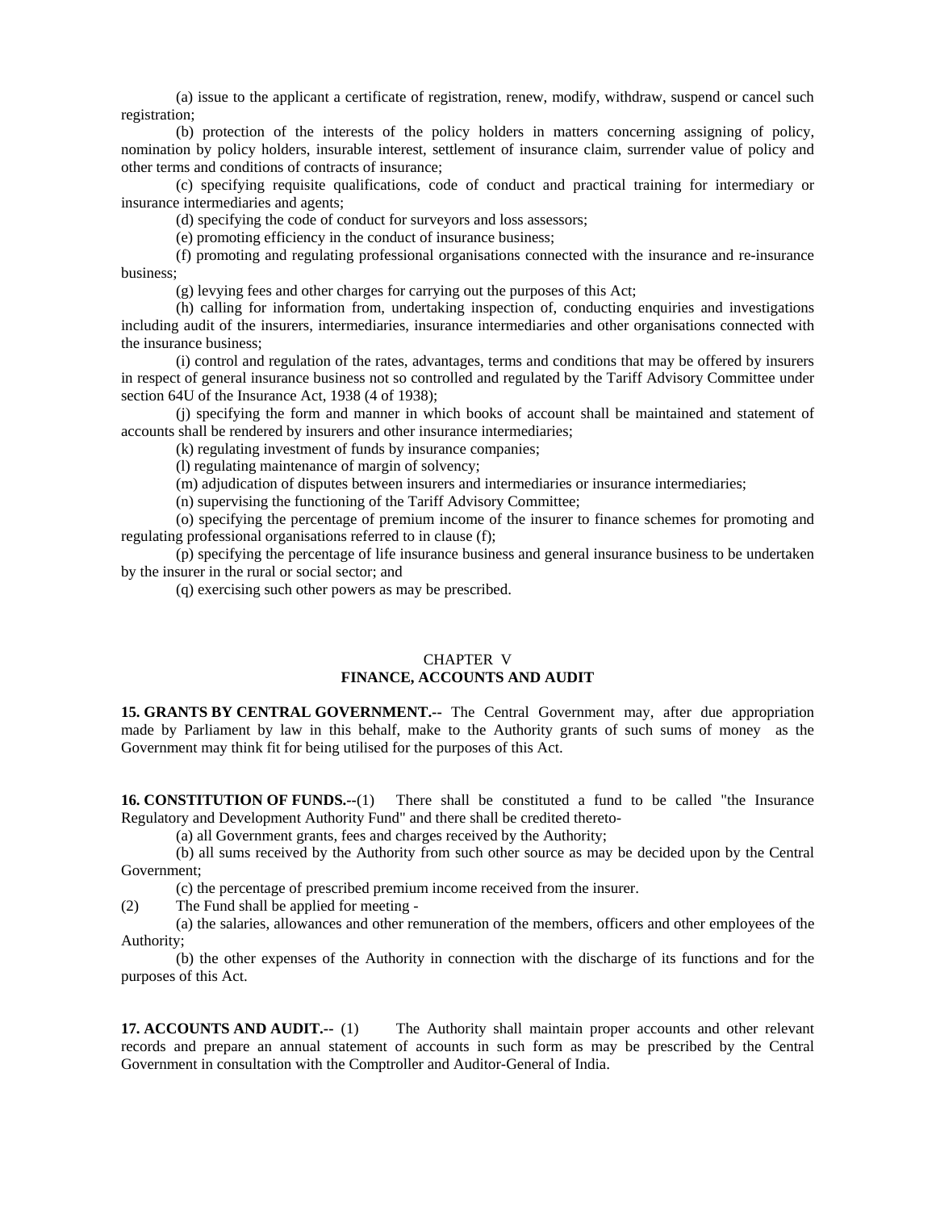(a) issue to the applicant a certificate of registration, renew, modify, withdraw, suspend or cancel such registration;

(b) protection of the interests of the policy holders in matters concerning assigning of policy, nomination by policy holders, insurable interest, settlement of insurance claim, surrender value of policy and other terms and conditions of contracts of insurance;

(c) specifying requisite qualifications, code of conduct and practical training for intermediary or insurance intermediaries and agents;

(d) specifying the code of conduct for surveyors and loss assessors;

(e) promoting efficiency in the conduct of insurance business;

(f) promoting and regulating professional organisations connected with the insurance and re-insurance business;

(g) levying fees and other charges for carrying out the purposes of this Act;

(h) calling for information from, undertaking inspection of, conducting enquiries and investigations including audit of the insurers, intermediaries, insurance intermediaries and other organisations connected with the insurance business;

(i) control and regulation of the rates, advantages, terms and conditions that may be offered by insurers in respect of general insurance business not so controlled and regulated by the Tariff Advisory Committee under section 64U of the Insurance Act, 1938 (4 of 1938);

(j) specifying the form and manner in which books of account shall be maintained and statement of accounts shall be rendered by insurers and other insurance intermediaries;

(k) regulating investment of funds by insurance companies;

(l) regulating maintenance of margin of solvency;

(m) adjudication of disputes between insurers and intermediaries or insurance intermediaries;

(n) supervising the functioning of the Tariff Advisory Committee;

(o) specifying the percentage of premium income of the insurer to finance schemes for promoting and regulating professional organisations referred to in clause (f);

(p) specifying the percentage of life insurance business and general insurance business to be undertaken by the insurer in the rural or social sector; and

(q) exercising such other powers as may be prescribed.

## CHAPTER V
## FINANCE, ACCOUNTS AND AUDIT

**15. GRANTS BY CENTRAL GOVERNMENT.--** The Central Government may, after due appropriation made by Parliament by law in this behalf, make to the Authority grants of such sums of money as the Government may think fit for being utilised for the purposes of this Act.

**16. CONSTITUTION OF FUNDS.--**(1) There shall be constituted a fund to be called "the Insurance Regulatory and Development Authority Fund" and there shall be credited thereto-

(a) all Government grants, fees and charges received by the Authority;

(b) all sums received by the Authority from such other source as may be decided upon by the Central Government;

(c) the percentage of prescribed premium income received from the insurer.

(2) The Fund shall be applied for meeting -

(a) the salaries, allowances and other remuneration of the members, officers and other employees of the Authority;

(b) the other expenses of the Authority in connection with the discharge of its functions and for the purposes of this Act.

**17. ACCOUNTS AND AUDIT.--** (1) The Authority shall maintain proper accounts and other relevant records and prepare an annual statement of accounts in such form as may be prescribed by the Central Government in consultation with the Comptroller and Auditor-General of India.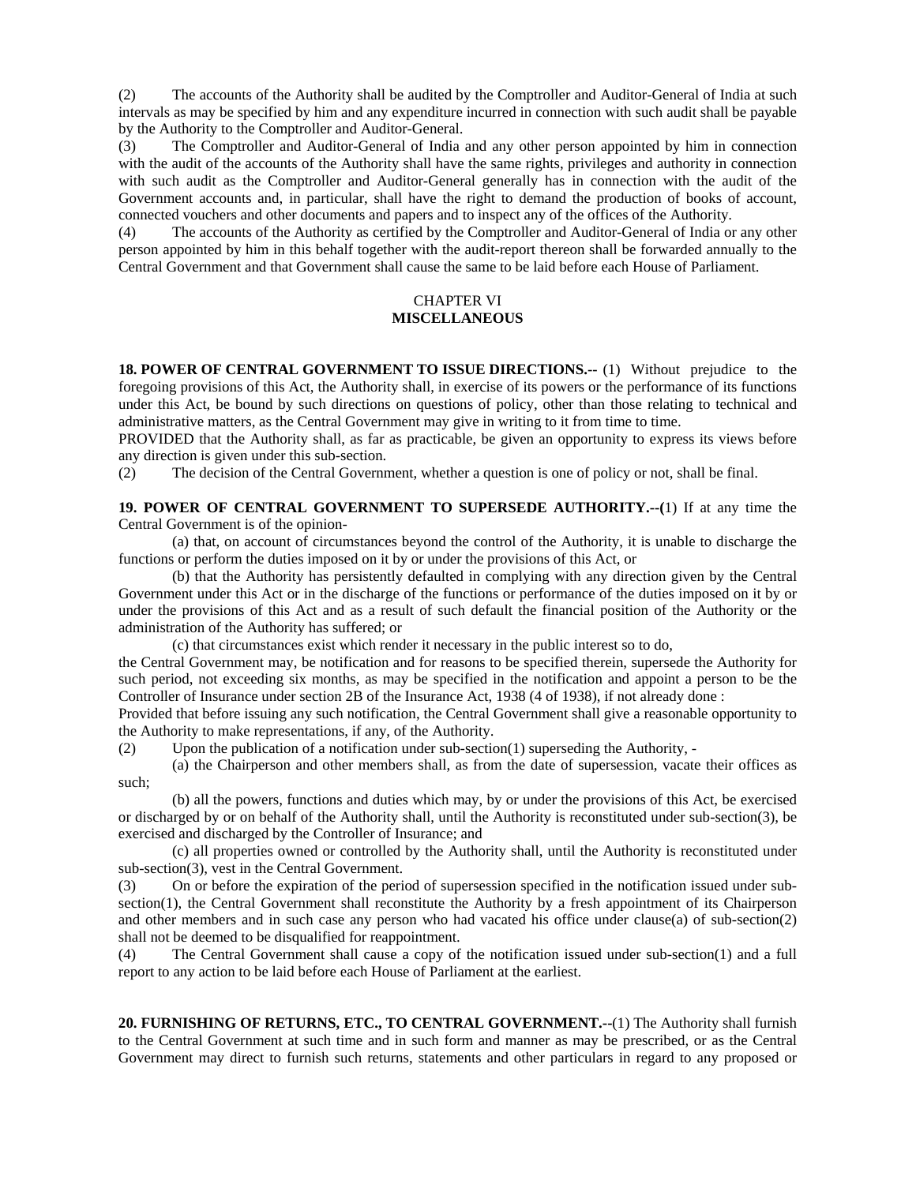(2) The accounts of the Authority shall be audited by the Comptroller and Auditor-General of India at such intervals as may be specified by him and any expenditure incurred in connection with such audit shall be payable by the Authority to the Comptroller and Auditor-General.

(3) The Comptroller and Auditor-General of India and any other person appointed by him in connection with the audit of the accounts of the Authority shall have the same rights, privileges and authority in connection with such audit as the Comptroller and Auditor-General generally has in connection with the audit of the Government accounts and, in particular, shall have the right to demand the production of books of account, connected vouchers and other documents and papers and to inspect any of the offices of the Authority.

(4) The accounts of the Authority as certified by the Comptroller and Auditor-General of India or any other person appointed by him in this behalf together with the audit-report thereon shall be forwarded annually to the Central Government and that Government shall cause the same to be laid before each House of Parliament.

## CHAPTER VI
## MISCELLANEOUS

**18. POWER OF CENTRAL GOVERNMENT TO ISSUE DIRECTIONS.--** (1) Without prejudice to the foregoing provisions of this Act, the Authority shall, in exercise of its powers or the performance of its functions under this Act, be bound by such directions on questions of policy, other than those relating to technical and administrative matters, as the Central Government may give in writing to it from time to time.

PROVIDED that the Authority shall, as far as practicable, be given an opportunity to express its views before any direction is given under this sub-section.

(2) The decision of the Central Government, whether a question is one of policy or not, shall be final.

**19. POWER OF CENTRAL GOVERNMENT TO SUPERSEDE AUTHORITY.--(**1) If at any time the Central Government is of the opinion-

(a) that, on account of circumstances beyond the control of the Authority, it is unable to discharge the functions or perform the duties imposed on it by or under the provisions of this Act, or

(b) that the Authority has persistently defaulted in complying with any direction given by the Central Government under this Act or in the discharge of the functions or performance of the duties imposed on it by or under the provisions of this Act and as a result of such default the financial position of the Authority or the administration of the Authority has suffered; or

(c) that circumstances exist which render it necessary in the public interest so to do,

the Central Government may, be notification and for reasons to be specified therein, supersede the Authority for such period, not exceeding six months, as may be specified in the notification and appoint a person to be the Controller of Insurance under section 2B of the Insurance Act, 1938 (4 of 1938), if not already done :

Provided that before issuing any such notification, the Central Government shall give a reasonable opportunity to the Authority to make representations, if any, of the Authority.

(2) Upon the publication of a notification under sub-section(1) superseding the Authority, -

(a) the Chairperson and other members shall, as from the date of supersession, vacate their offices as such;

(b) all the powers, functions and duties which may, by or under the provisions of this Act, be exercised or discharged by or on behalf of the Authority shall, until the Authority is reconstituted under sub-section(3), be exercised and discharged by the Controller of Insurance; and

(c) all properties owned or controlled by the Authority shall, until the Authority is reconstituted under sub-section(3), vest in the Central Government.

(3) On or before the expiration of the period of supersession specified in the notification issued under sub-section(1), the Central Government shall reconstitute the Authority by a fresh appointment of its Chairperson and other members and in such case any person who had vacated his office under clause(a) of sub-section(2) shall not be deemed to be disqualified for reappointment.

(4) The Central Government shall cause a copy of the notification issued under sub-section(1) and a full report to any action to be laid before each House of Parliament at the earliest.

**20. FURNISHING OF RETURNS, ETC., TO CENTRAL GOVERNMENT.--**(1) The Authority shall furnish to the Central Government at such time and in such form and manner as may be prescribed, or as the Central Government may direct to furnish such returns, statements and other particulars in regard to any proposed or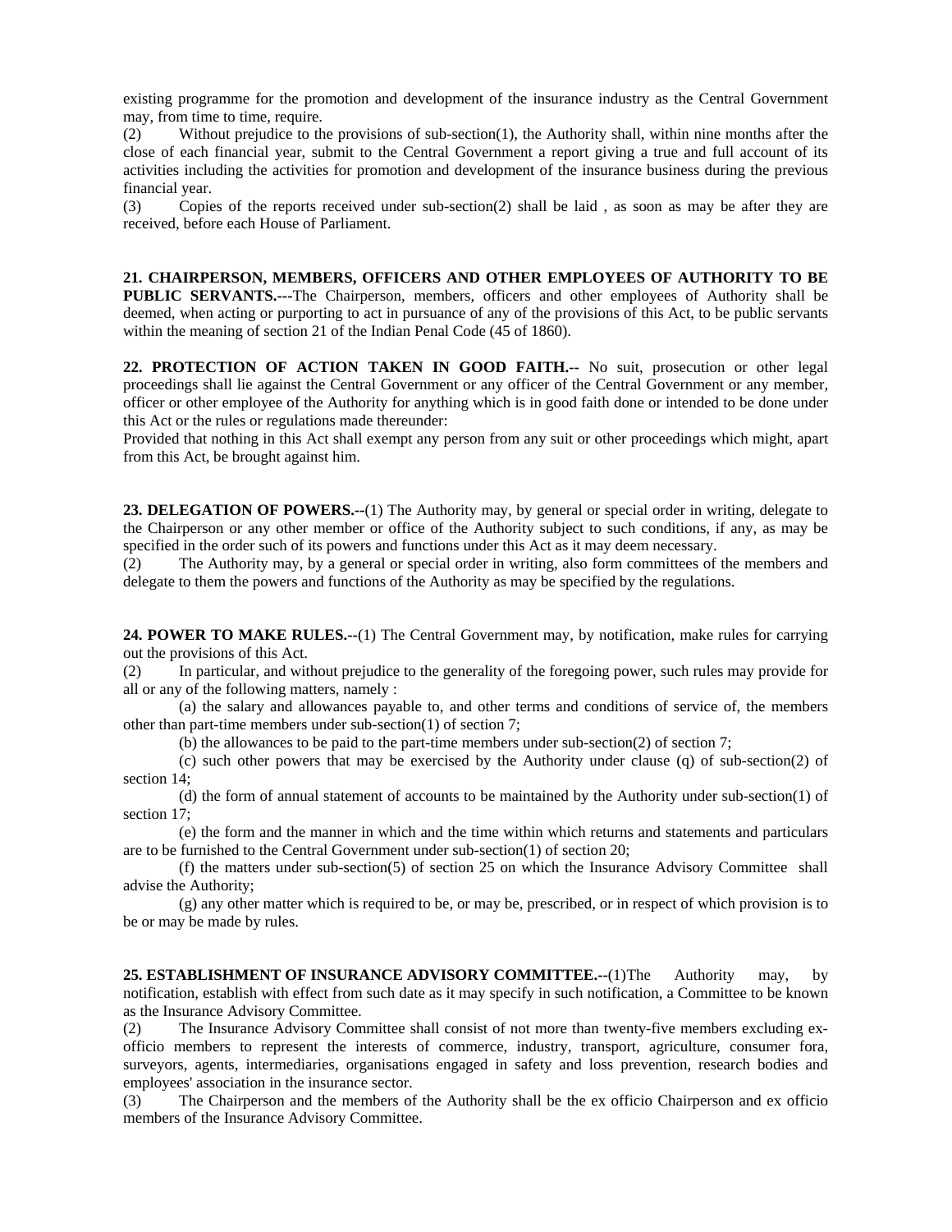existing programme for the promotion and development of the insurance industry as the Central Government may, from time to time, require.

(2) Without prejudice to the provisions of sub-section(1), the Authority shall, within nine months after the close of each financial year, submit to the Central Government a report giving a true and full account of its activities including the activities for promotion and development of the insurance business during the previous financial year.

(3) Copies of the reports received under sub-section(2) shall be laid , as soon as may be after they are received, before each House of Parliament.

**21. CHAIRPERSON, MEMBERS, OFFICERS AND OTHER EMPLOYEES OF AUTHORITY TO BE PUBLIC SERVANTS.---**The Chairperson, members, officers and other employees of Authority shall be deemed, when acting or purporting to act in pursuance of any of the provisions of this Act, to be public servants within the meaning of section 21 of the Indian Penal Code (45 of 1860).

**22. PROTECTION OF ACTION TAKEN IN GOOD FAITH.--** No suit, prosecution or other legal proceedings shall lie against the Central Government or any officer of the Central Government or any member, officer or other employee of the Authority for anything which is in good faith done or intended to be done under this Act or the rules or regulations made thereunder:

Provided that nothing in this Act shall exempt any person from any suit or other proceedings which might, apart from this Act, be brought against him.

**23. DELEGATION OF POWERS.--**(1) The Authority may, by general or special order in writing, delegate to the Chairperson or any other member or office of the Authority subject to such conditions, if any, as may be specified in the order such of its powers and functions under this Act as it may deem necessary.

(2) The Authority may, by a general or special order in writing, also form committees of the members and delegate to them the powers and functions of the Authority as may be specified by the regulations.

**24. POWER TO MAKE RULES.--**(1) The Central Government may, by notification, make rules for carrying out the provisions of this Act.

(2) In particular, and without prejudice to the generality of the foregoing power, such rules may provide for all or any of the following matters, namely :

(a) the salary and allowances payable to, and other terms and conditions of service of, the members other than part-time members under sub-section(1) of section 7;

(b) the allowances to be paid to the part-time members under sub-section(2) of section 7;

(c) such other powers that may be exercised by the Authority under clause (q) of sub-section(2) of section 14;

(d) the form of annual statement of accounts to be maintained by the Authority under sub-section(1) of section 17;

(e) the form and the manner in which and the time within which returns and statements and particulars are to be furnished to the Central Government under sub-section(1) of section 20;

(f) the matters under sub-section(5) of section 25 on which the Insurance Advisory Committee shall advise the Authority;

(g) any other matter which is required to be, or may be, prescribed, or in respect of which provision is to be or may be made by rules.

**25. ESTABLISHMENT OF INSURANCE ADVISORY COMMITTEE.--**(1)The Authority may, by notification, establish with effect from such date as it may specify in such notification, a Committee to be known as the Insurance Advisory Committee.

(2) The Insurance Advisory Committee shall consist of not more than twenty-five members excluding ex-officio members to represent the interests of commerce, industry, transport, agriculture, consumer fora, surveyors, agents, intermediaries, organisations engaged in safety and loss prevention, research bodies and employees' association in the insurance sector.

(3) The Chairperson and the members of the Authority shall be the ex officio Chairperson and ex officio members of the Insurance Advisory Committee.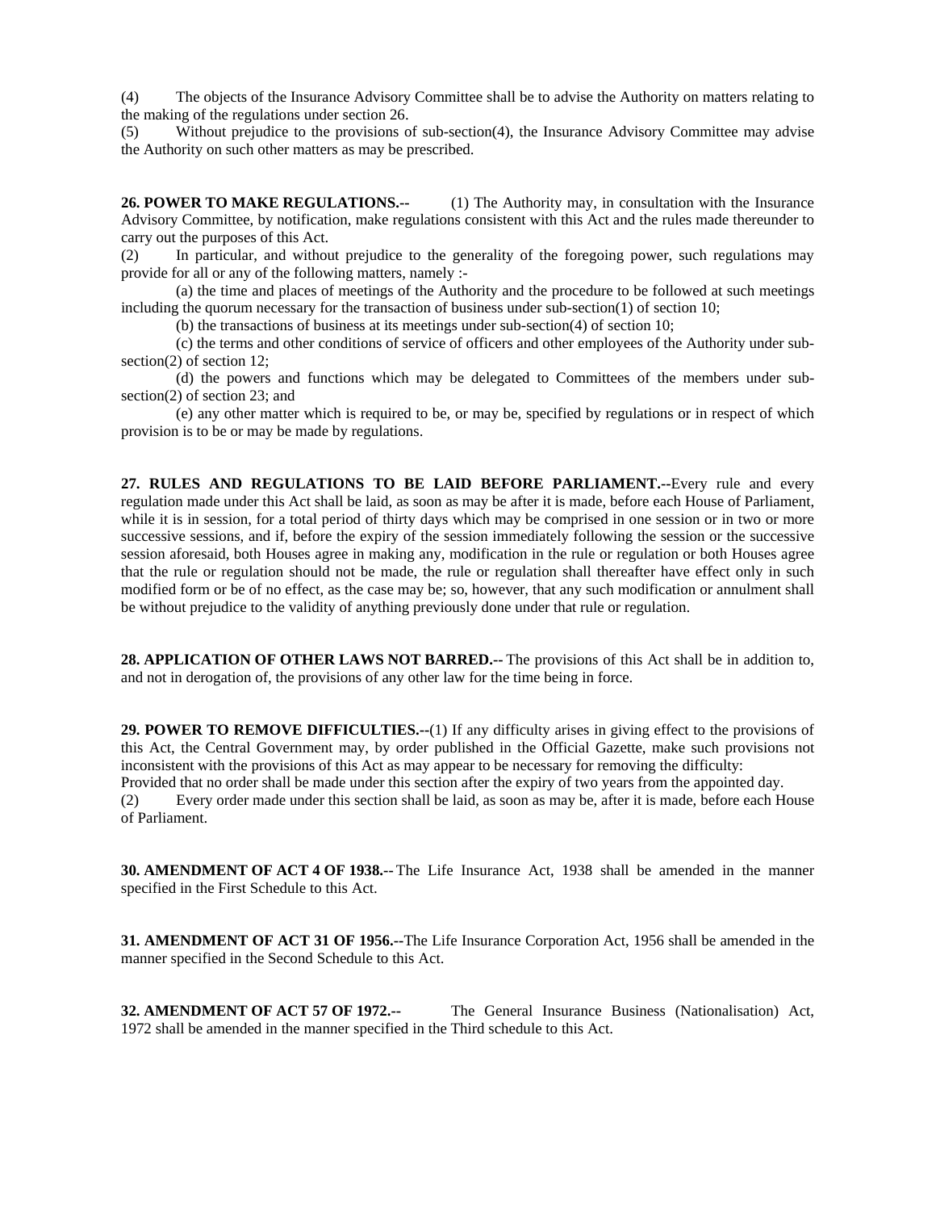(4) The objects of the Insurance Advisory Committee shall be to advise the Authority on matters relating to the making of the regulations under section 26.

(5) Without prejudice to the provisions of sub-section(4), the Insurance Advisory Committee may advise the Authority on such other matters as may be prescribed.

**26. POWER TO MAKE REGULATIONS.--** (1) The Authority may, in consultation with the Insurance Advisory Committee, by notification, make regulations consistent with this Act and the rules made thereunder to carry out the purposes of this Act.

(2) In particular, and without prejudice to the generality of the foregoing power, such regulations may provide for all or any of the following matters, namely :-

(a) the time and places of meetings of the Authority and the procedure to be followed at such meetings including the quorum necessary for the transaction of business under sub-section(1) of section 10;

(b) the transactions of business at its meetings under sub-section(4) of section 10;

(c) the terms and other conditions of service of officers and other employees of the Authority under sub-section(2) of section 12;

(d) the powers and functions which may be delegated to Committees of the members under sub-section(2) of section 23; and

(e) any other matter which is required to be, or may be, specified by regulations or in respect of which provision is to be or may be made by regulations.

**27. RULES AND REGULATIONS TO BE LAID BEFORE PARLIAMENT.--**Every rule and every regulation made under this Act shall be laid, as soon as may be after it is made, before each House of Parliament, while it is in session, for a total period of thirty days which may be comprised in one session or in two or more successive sessions, and if, before the expiry of the session immediately following the session or the successive session aforesaid, both Houses agree in making any, modification in the rule or regulation or both Houses agree that the rule or regulation should not be made, the rule or regulation shall thereafter have effect only in such modified form or be of no effect, as the case may be; so, however, that any such modification or annulment shall be without prejudice to the validity of anything previously done under that rule or regulation.

**28. APPLICATION OF OTHER LAWS NOT BARRED.--** The provisions of this Act shall be in addition to, and not in derogation of, the provisions of any other law for the time being in force.

**29. POWER TO REMOVE DIFFICULTIES.--**(1) If any difficulty arises in giving effect to the provisions of this Act, the Central Government may, by order published in the Official Gazette, make such provisions not inconsistent with the provisions of this Act as may appear to be necessary for removing the difficulty:

Provided that no order shall be made under this section after the expiry of two years from the appointed day.

(2) Every order made under this section shall be laid, as soon as may be, after it is made, before each House of Parliament.

**30. AMENDMENT OF ACT 4 OF 1938.--** The Life Insurance Act, 1938 shall be amended in the manner specified in the First Schedule to this Act.

**31. AMENDMENT OF ACT 31 OF 1956.--**The Life Insurance Corporation Act, 1956 shall be amended in the manner specified in the Second Schedule to this Act.

**32. AMENDMENT OF ACT 57 OF 1972.--** The General Insurance Business (Nationalisation) Act, 1972 shall be amended in the manner specified in the Third schedule to this Act.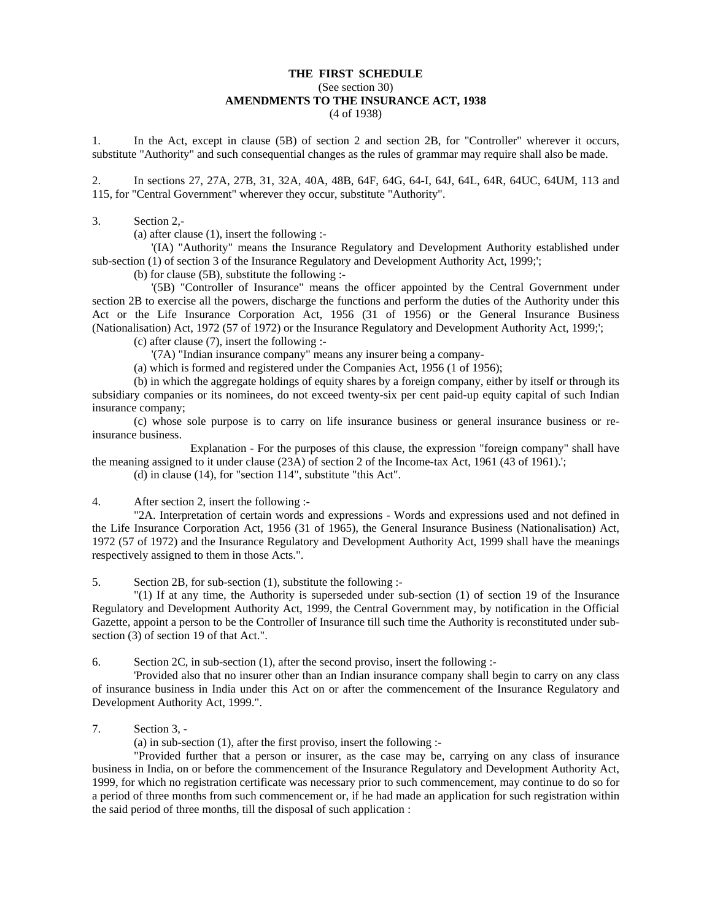## THE FIRST SCHEDULE

(See section 30)

## AMENDMENTS TO THE INSURANCE ACT, 1938

(4 of 1938)

1. In the Act, except in clause (5B) of section 2 and section 2B, for "Controller" wherever it occurs, substitute "Authority" and such consequential changes as the rules of grammar may require shall also be made.

2. In sections 27, 27A, 27B, 31, 32A, 40A, 48B, 64F, 64G, 64-I, 64J, 64L, 64R, 64UC, 64UM, 113 and 115, for "Central Government" wherever they occur, substitute "Authority".

3. Section 2,-

(a) after clause (1), insert the following :-

'(IA) "Authority" means the Insurance Regulatory and Development Authority established under sub-section (1) of section 3 of the Insurance Regulatory and Development Authority Act, 1999;';

(b) for clause (5B), substitute the following :-

'(5B) "Controller of Insurance" means the officer appointed by the Central Government under section 2B to exercise all the powers, discharge the functions and perform the duties of the Authority under this Act or the Life Insurance Corporation Act, 1956 (31 of 1956) or the General Insurance Business (Nationalisation) Act, 1972 (57 of 1972) or the Insurance Regulatory and Development Authority Act, 1999;';

(c) after clause (7), insert the following :-

'(7A) "Indian insurance company" means any insurer being a company-

(a) which is formed and registered under the Companies Act, 1956 (1 of 1956);

(b) in which the aggregate holdings of equity shares by a foreign company, either by itself or through its subsidiary companies or its nominees, do not exceed twenty-six per cent paid-up equity capital of such Indian insurance company;

(c) whose sole purpose is to carry on life insurance business or general insurance business or re-insurance business.

Explanation - For the purposes of this clause, the expression "foreign company" shall have the meaning assigned to it under clause (23A) of section 2 of the Income-tax Act, 1961 (43 of 1961).';

(d) in clause (14), for "section 114", substitute "this Act".

4. After section 2, insert the following :-

"2A. Interpretation of certain words and expressions - Words and expressions used and not defined in the Life Insurance Corporation Act, 1956 (31 of 1965), the General Insurance Business (Nationalisation) Act, 1972 (57 of 1972) and the Insurance Regulatory and Development Authority Act, 1999 shall have the meanings respectively assigned to them in those Acts.".

5. Section 2B, for sub-section (1), substitute the following :-

"(1) If at any time, the Authority is superseded under sub-section (1) of section 19 of the Insurance Regulatory and Development Authority Act, 1999, the Central Government may, by notification in the Official Gazette, appoint a person to be the Controller of Insurance till such time the Authority is reconstituted under sub-section (3) of section 19 of that Act.".

6. Section 2C, in sub-section (1), after the second proviso, insert the following :-

'Provided also that no insurer other than an Indian insurance company shall begin to carry on any class of insurance business in India under this Act on or after the commencement of the Insurance Regulatory and Development Authority Act, 1999.".

7. Section 3, -

(a) in sub-section (1), after the first proviso, insert the following :-

"Provided further that a person or insurer, as the case may be, carrying on any class of insurance business in India, on or before the commencement of the Insurance Regulatory and Development Authority Act, 1999, for which no registration certificate was necessary prior to such commencement, may continue to do so for a period of three months from such commencement or, if he had made an application for such registration within the said period of three months, till the disposal of such application :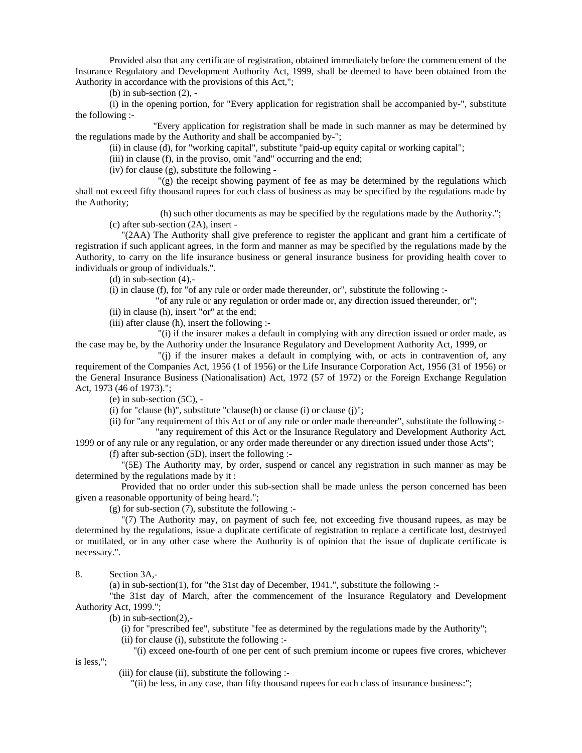Provided also that any certificate of registration, obtained immediately before the commencement of the Insurance Regulatory and Development Authority Act, 1999, shall be deemed to have been obtained from the Authority in accordance with the provisions of this Act,";

(b) in sub-section (2), -

(i) in the opening portion, for "Every application for registration shall be accompanied by-", substitute the following :-

"Every application for registration shall be made in such manner as may be determined by the regulations made by the Authority and shall be accompanied by-";

(ii) in clause (d), for "working capital", substitute "paid-up equity capital or working capital";

(iii) in clause (f), in the proviso, omit "and" occurring and the end;

(iv) for clause (g), substitute the following -

"(g) the receipt showing payment of fee as may be determined by the regulations which shall not exceed fifty thousand rupees for each class of business as may be specified by the regulations made by the Authority;

(h) such other documents as may be specified by the regulations made by the Authority.";

(c) after sub-section (2A), insert -

"(2AA) The Authority shall give preference to register the applicant and grant him a certificate of registration if such applicant agrees, in the form and manner as may be specified by the regulations made by the Authority, to carry on the life insurance business or general insurance business for providing health cover to individuals or group of individuals.".

(d) in sub-section (4),-

(i) in clause (f), for "of any rule or order made thereunder, or", substitute the following :-

"of any rule or any regulation or order made or, any direction issued thereunder, or";

(ii) in clause (h), insert "or" at the end;

(iii) after clause (h), insert the following :-

"(i) if the insurer makes a default in complying with any direction issued or order made, as the case may be, by the Authority under the Insurance Regulatory and Development Authority Act, 1999, or

"(j) if the insurer makes a default in complying with, or acts in contravention of, any requirement of the Companies Act, 1956 (1 of 1956) or the Life Insurance Corporation Act, 1956 (31 of 1956) or the General Insurance Business (Nationalisation) Act, 1972 (57 of 1972) or the Foreign Exchange Regulation Act, 1973 (46 of 1973).";

(e) in sub-section (5C), -

(i) for "clause (h)", substitute "clause(h) or clause (i) or clause (j)";

(ii) for "any requirement of this Act or of any rule or order made thereunder", substitute the following :-

"any requirement of this Act or the Insurance Regulatory and Development Authority Act, 1999 or of any rule or any regulation, or any order made thereunder or any direction issued under those Acts";

(f) after sub-section (5D), insert the following :-

"(5E) The Authority may, by order, suspend or cancel any registration in such manner as may be determined by the regulations made by it :

Provided that no order under this sub-section shall be made unless the person concerned has been given a reasonable opportunity of being heard.";

(g) for sub-section (7), substitute the following :-

"(7) The Authority may, on payment of such fee, not exceeding five thousand rupees, as may be determined by the regulations, issue a duplicate certificate of registration to replace a certificate lost, destroyed or mutilated, or in any other case where the Authority is of opinion that the issue of duplicate certificate is necessary.".

8. Section 3A,-

(a) in sub-section(1), for "the 31st day of December, 1941.", substitute the following :-

"the 31st day of March, after the commencement of the Insurance Regulatory and Development Authority Act, 1999.";

(b) in sub-section(2),-

(i) for "prescribed fee", substitute "fee as determined by the regulations made by the Authority";

(ii) for clause (i), substitute the following :-

"(i) exceed one-fourth of one per cent of such premium income or rupees five crores, whichever is less,";

(iii) for clause (ii), substitute the following :-

"(ii) be less, in any case, than fifty thousand rupees for each class of insurance business:";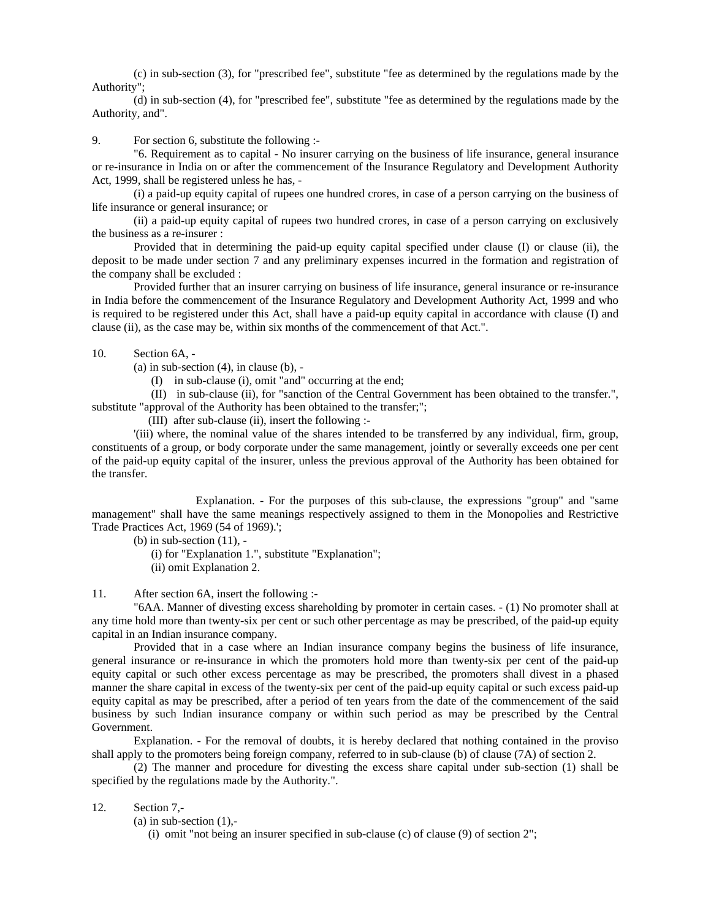(c) in sub-section (3), for "prescribed fee", substitute "fee as determined by the regulations made by the Authority";

(d) in sub-section (4), for "prescribed fee", substitute "fee as determined by the regulations made by the Authority, and".

9. For section 6, substitute the following :-

"6. Requirement as to capital - No insurer carrying on the business of life insurance, general insurance or re-insurance in India on or after the commencement of the Insurance Regulatory and Development Authority Act, 1999, shall be registered unless he has, -

(i) a paid-up equity capital of rupees one hundred crores, in case of a person carrying on the business of life insurance or general insurance; or

(ii) a paid-up equity capital of rupees two hundred crores, in case of a person carrying on exclusively the business as a re-insurer :

Provided that in determining the paid-up equity capital specified under clause (I) or clause (ii), the deposit to be made under section 7 and any preliminary expenses incurred in the formation and registration of the company shall be excluded :

Provided further that an insurer carrying on business of life insurance, general insurance or re-insurance in India before the commencement of the Insurance Regulatory and Development Authority Act, 1999 and who is required to be registered under this Act, shall have a paid-up equity capital in accordance with clause (I) and clause (ii), as the case may be, within six months of the commencement of that Act.".

10. Section 6A, -

(a) in sub-section (4), in clause (b), -

(I) in sub-clause (i), omit "and" occurring at the end;

(II) in sub-clause (ii), for "sanction of the Central Government has been obtained to the transfer.", substitute "approval of the Authority has been obtained to the transfer;";

(III) after sub-clause (ii), insert the following :-

'(iii) where, the nominal value of the shares intended to be transferred by any individual, firm, group, constituents of a group, or body corporate under the same management, jointly or severally exceeds one per cent of the paid-up equity capital of the insurer, unless the previous approval of the Authority has been obtained for the transfer.

Explanation. - For the purposes of this sub-clause, the expressions "group" and "same management" shall have the same meanings respectively assigned to them in the Monopolies and Restrictive Trade Practices Act, 1969 (54 of 1969).';

(b) in sub-section (11), -

(i) for "Explanation 1.", substitute "Explanation";

(ii) omit Explanation 2.

11. After section 6A, insert the following :-

"6AA. Manner of divesting excess shareholding by promoter in certain cases. - (1) No promoter shall at any time hold more than twenty-six per cent or such other percentage as may be prescribed, of the paid-up equity capital in an Indian insurance company.

Provided that in a case where an Indian insurance company begins the business of life insurance, general insurance or re-insurance in which the promoters hold more than twenty-six per cent of the paid-up equity capital or such other excess percentage as may be prescribed, the promoters shall divest in a phased manner the share capital in excess of the twenty-six per cent of the paid-up equity capital or such excess paid-up equity capital as may be prescribed, after a period of ten years from the date of the commencement of the said business by such Indian insurance company or within such period as may be prescribed by the Central Government.

Explanation. - For the removal of doubts, it is hereby declared that nothing contained in the proviso shall apply to the promoters being foreign company, referred to in sub-clause (b) of clause (7A) of section 2.

(2) The manner and procedure for divesting the excess share capital under sub-section (1) shall be specified by the regulations made by the Authority.".

12. Section 7,-

(a) in sub-section (1),-

(i) omit "not being an insurer specified in sub-clause (c) of clause (9) of section 2";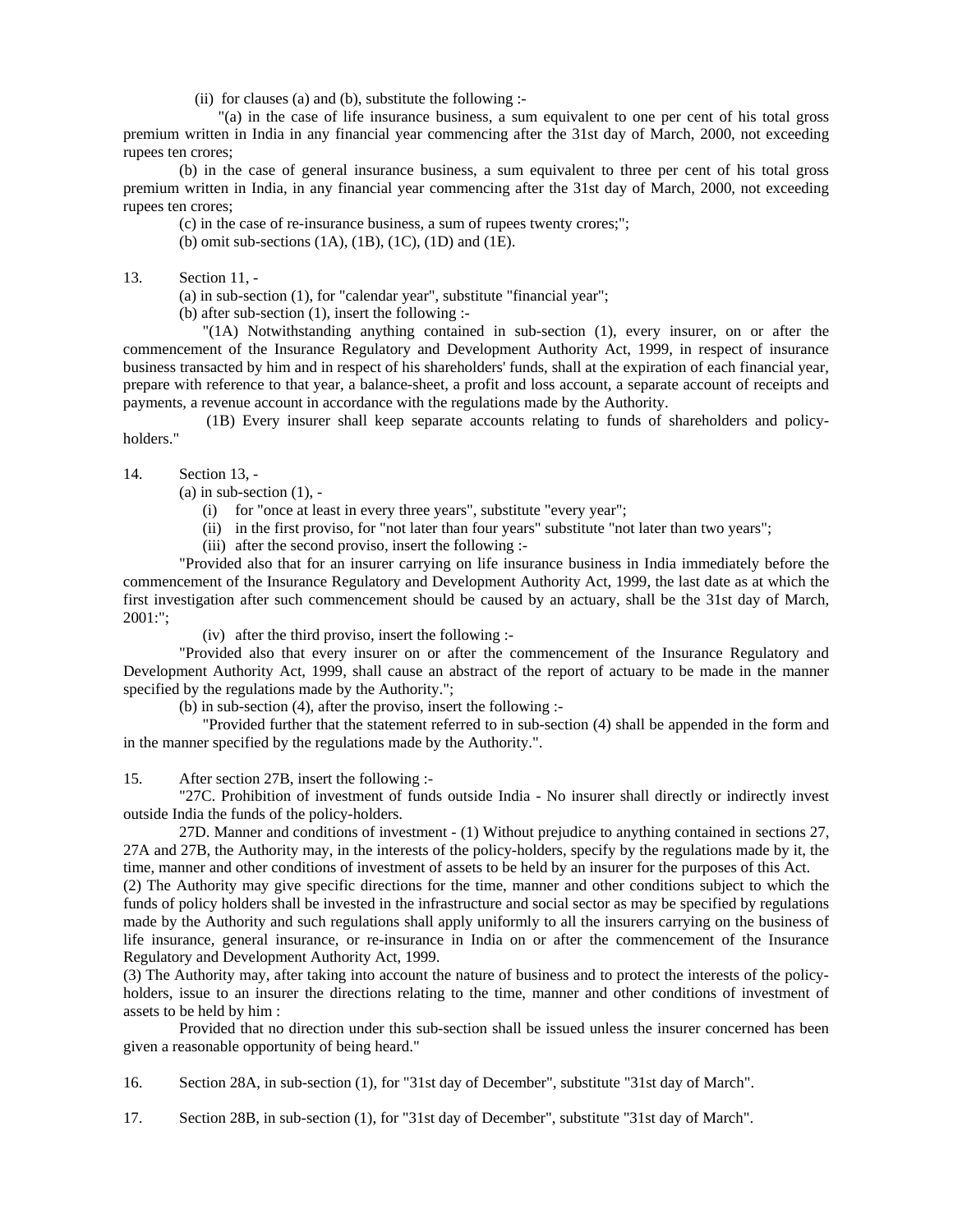(ii) for clauses (a) and (b), substitute the following :-

"(a) in the case of life insurance business, a sum equivalent to one per cent of his total gross premium written in India in any financial year commencing after the 31st day of March, 2000, not exceeding rupees ten crores;

(b) in the case of general insurance business, a sum equivalent to three per cent of his total gross premium written in India, in any financial year commencing after the 31st day of March, 2000, not exceeding rupees ten crores;

(c) in the case of re-insurance business, a sum of rupees twenty crores;";

(b) omit sub-sections (1A), (1B), (1C), (1D) and (1E).

13. Section 11, -

(a) in sub-section (1), for "calendar year", substitute "financial year";

(b) after sub-section (1), insert the following :-

"(1A) Notwithstanding anything contained in sub-section (1), every insurer, on or after the commencement of the Insurance Regulatory and Development Authority Act, 1999, in respect of insurance business transacted by him and in respect of his shareholders' funds, shall at the expiration of each financial year, prepare with reference to that year, a balance-sheet, a profit and loss account, a separate account of receipts and payments, a revenue account in accordance with the regulations made by the Authority.

(1B) Every insurer shall keep separate accounts relating to funds of shareholders and policy-holders."

14. Section 13, -

(a) in sub-section (1), -

(i) for "once at least in every three years", substitute "every year";

(ii) in the first proviso, for "not later than four years" substitute "not later than two years";

(iii) after the second proviso, insert the following :-

"Provided also that for an insurer carrying on life insurance business in India immediately before the commencement of the Insurance Regulatory and Development Authority Act, 1999, the last date as at which the first investigation after such commencement should be caused by an actuary, shall be the 31st day of March, 2001:";

(iv) after the third proviso, insert the following :-

"Provided also that every insurer on or after the commencement of the Insurance Regulatory and Development Authority Act, 1999, shall cause an abstract of the report of actuary to be made in the manner specified by the regulations made by the Authority.";

(b) in sub-section (4), after the proviso, insert the following :-

"Provided further that the statement referred to in sub-section (4) shall be appended in the form and in the manner specified by the regulations made by the Authority.".

15. After section 27B, insert the following :-

"27C. Prohibition of investment of funds outside India - No insurer shall directly or indirectly invest outside India the funds of the policy-holders.

27D. Manner and conditions of investment - (1) Without prejudice to anything contained in sections 27, 27A and 27B, the Authority may, in the interests of the policy-holders, specify by the regulations made by it, the time, manner and other conditions of investment of assets to be held by an insurer for the purposes of this Act.

(2) The Authority may give specific directions for the time, manner and other conditions subject to which the funds of policy holders shall be invested in the infrastructure and social sector as may be specified by regulations made by the Authority and such regulations shall apply uniformly to all the insurers carrying on the business of life insurance, general insurance, or re-insurance in India on or after the commencement of the Insurance Regulatory and Development Authority Act, 1999.

(3) The Authority may, after taking into account the nature of business and to protect the interests of the policy-holders, issue to an insurer the directions relating to the time, manner and other conditions of investment of assets to be held by him :

Provided that no direction under this sub-section shall be issued unless the insurer concerned has been given a reasonable opportunity of being heard."

16. Section 28A, in sub-section (1), for "31st day of December", substitute "31st day of March".

17. Section 28B, in sub-section (1), for "31st day of December", substitute "31st day of March".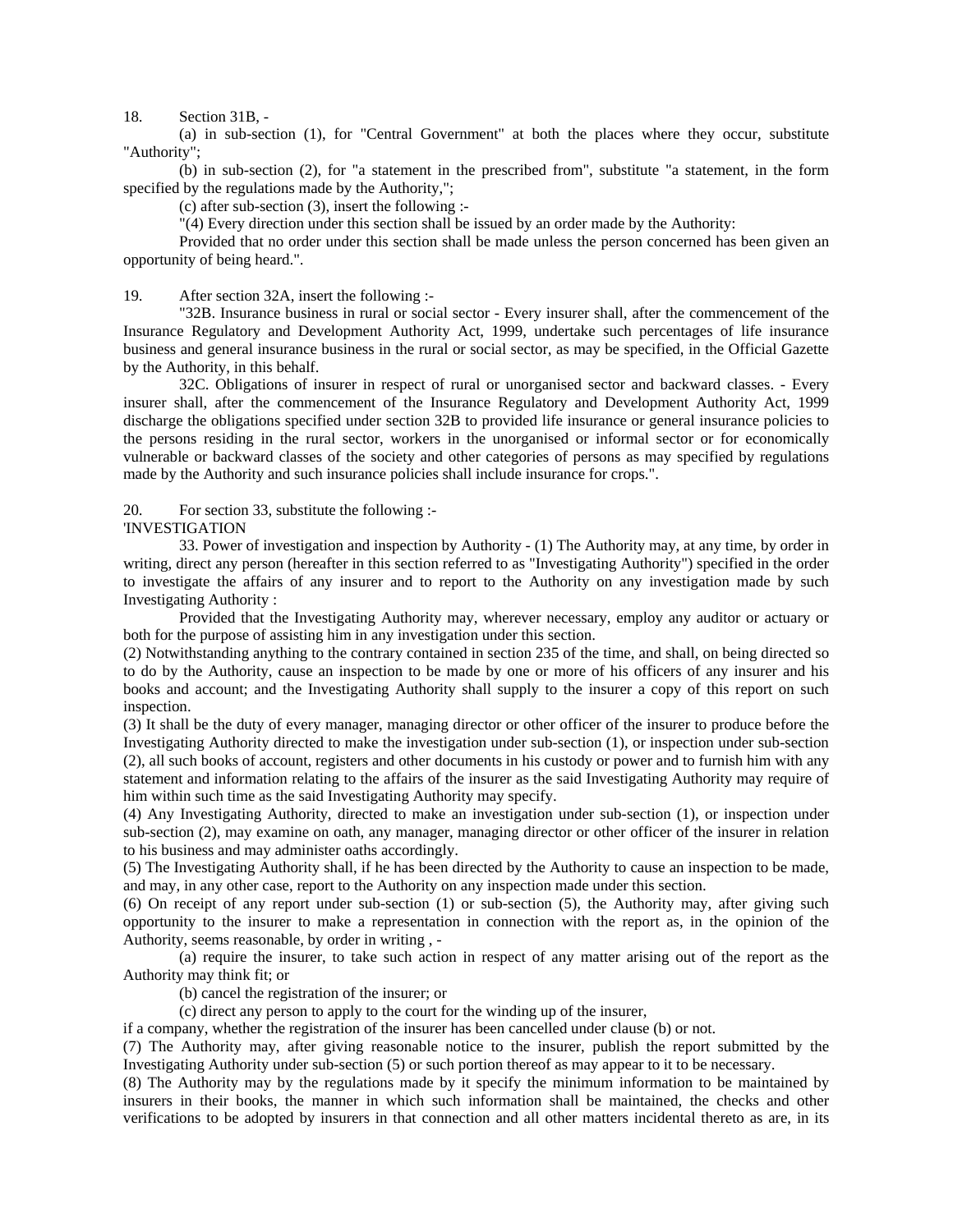18. Section 31B, -

(a) in sub-section (1), for "Central Government" at both the places where they occur, substitute "Authority";

(b) in sub-section (2), for "a statement in the prescribed from", substitute "a statement, in the form specified by the regulations made by the Authority,";

(c) after sub-section (3), insert the following :-

"(4) Every direction under this section shall be issued by an order made by the Authority:

Provided that no order under this section shall be made unless the person concerned has been given an opportunity of being heard.".

19. After section 32A, insert the following :-

"32B. Insurance business in rural or social sector - Every insurer shall, after the commencement of the Insurance Regulatory and Development Authority Act, 1999, undertake such percentages of life insurance business and general insurance business in the rural or social sector, as may be specified, in the Official Gazette by the Authority, in this behalf.

32C. Obligations of insurer in respect of rural or unorganised sector and backward classes. - Every insurer shall, after the commencement of the Insurance Regulatory and Development Authority Act, 1999 discharge the obligations specified under section 32B to provided life insurance or general insurance policies to the persons residing in the rural sector, workers in the unorganised or informal sector or for economically vulnerable or backward classes of the society and other categories of persons as may specified by regulations made by the Authority and such insurance policies shall include insurance for crops.".

20. For section 33, substitute the following :-

'INVESTIGATION

33. Power of investigation and inspection by Authority - (1) The Authority may, at any time, by order in writing, direct any person (hereafter in this section referred to as "Investigating Authority") specified in the order to investigate the affairs of any insurer and to report to the Authority on any investigation made by such Investigating Authority :

Provided that the Investigating Authority may, wherever necessary, employ any auditor or actuary or both for the purpose of assisting him in any investigation under this section.

(2) Notwithstanding anything to the contrary contained in section 235 of the time, and shall, on being directed so to do by the Authority, cause an inspection to be made by one or more of his officers of any insurer and his books and account; and the Investigating Authority shall supply to the insurer a copy of this report on such inspection.

(3) It shall be the duty of every manager, managing director or other officer of the insurer to produce before the Investigating Authority directed to make the investigation under sub-section (1), or inspection under sub-section (2), all such books of account, registers and other documents in his custody or power and to furnish him with any statement and information relating to the affairs of the insurer as the said Investigating Authority may require of him within such time as the said Investigating Authority may specify.

(4) Any Investigating Authority, directed to make an investigation under sub-section (1), or inspection under sub-section (2), may examine on oath, any manager, managing director or other officer of the insurer in relation to his business and may administer oaths accordingly.

(5) The Investigating Authority shall, if he has been directed by the Authority to cause an inspection to be made, and may, in any other case, report to the Authority on any inspection made under this section.

(6) On receipt of any report under sub-section (1) or sub-section (5), the Authority may, after giving such opportunity to the insurer to make a representation in connection with the report as, in the opinion of the Authority, seems reasonable, by order in writing , -

(a) require the insurer, to take such action in respect of any matter arising out of the report as the Authority may think fit; or

(b) cancel the registration of the insurer; or

(c) direct any person to apply to the court for the winding up of the insurer,

if a company, whether the registration of the insurer has been cancelled under clause (b) or not.

(7) The Authority may, after giving reasonable notice to the insurer, publish the report submitted by the Investigating Authority under sub-section (5) or such portion thereof as may appear to it to be necessary.

(8) The Authority may by the regulations made by it specify the minimum information to be maintained by insurers in their books, the manner in which such information shall be maintained, the checks and other verifications to be adopted by insurers in that connection and all other matters incidental thereto as are, in its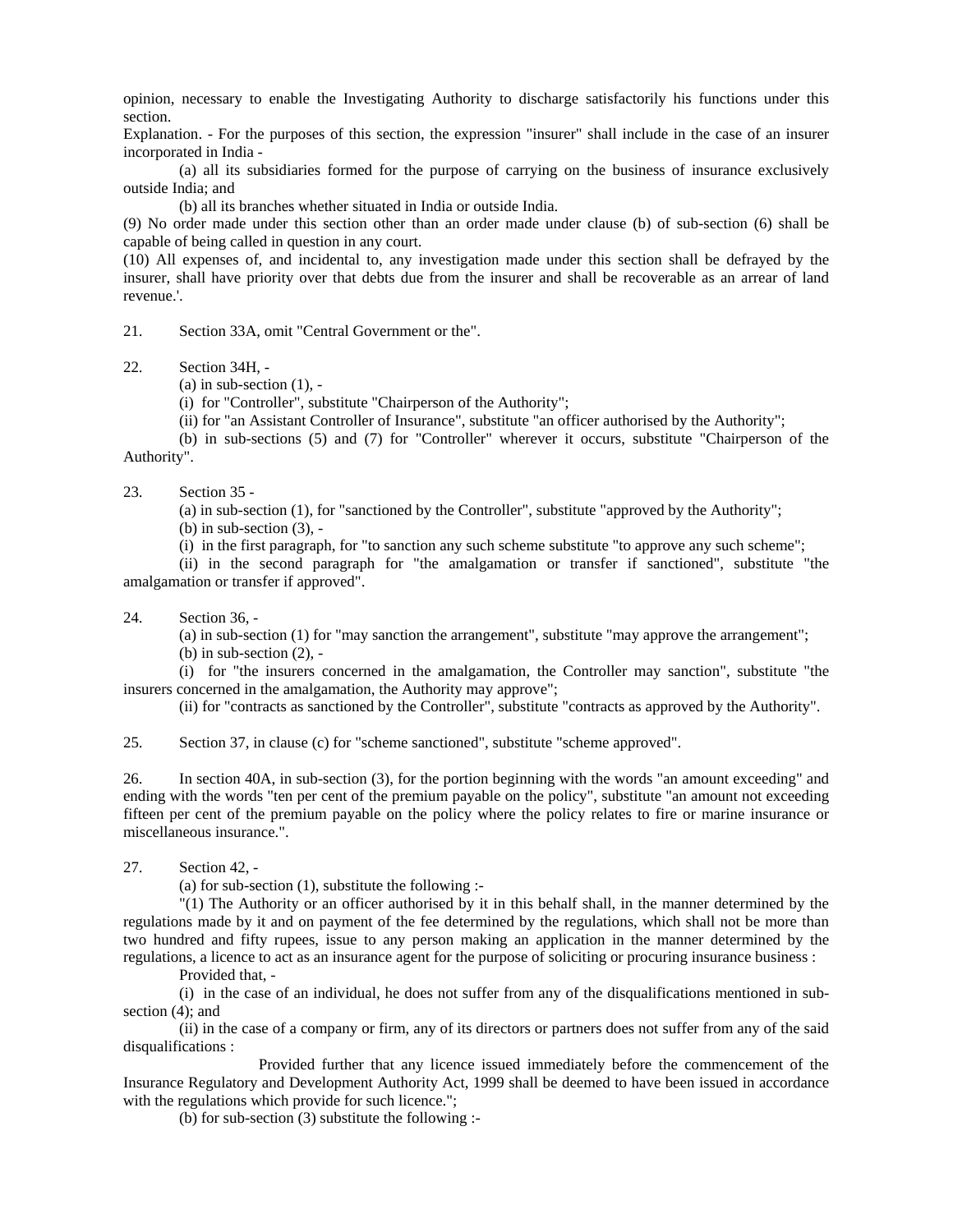opinion, necessary to enable the Investigating Authority to discharge satisfactorily his functions under this section.

Explanation. - For the purposes of this section, the expression "insurer" shall include in the case of an insurer incorporated in India -

(a) all its subsidiaries formed for the purpose of carrying on the business of insurance exclusively outside India; and

(b) all its branches whether situated in India or outside India.

(9) No order made under this section other than an order made under clause (b) of sub-section (6) shall be capable of being called in question in any court.

(10) All expenses of, and incidental to, any investigation made under this section shall be defrayed by the insurer, shall have priority over that debts due from the insurer and shall be recoverable as an arrear of land revenue.'.

21. Section 33A, omit "Central Government or the".

22. Section 34H, -

(a) in sub-section (1), -

(i) for "Controller", substitute "Chairperson of the Authority";

(ii) for "an Assistant Controller of Insurance", substitute "an officer authorised by the Authority";

(b) in sub-sections (5) and (7) for "Controller" wherever it occurs, substitute "Chairperson of the Authority".

23. Section 35 -

(a) in sub-section (1), for "sanctioned by the Controller", substitute "approved by the Authority";

(b) in sub-section (3), -

(i) in the first paragraph, for "to sanction any such scheme substitute "to approve any such scheme";

(ii) in the second paragraph for "the amalgamation or transfer if sanctioned", substitute "the amalgamation or transfer if approved".

24. Section 36, -

(a) in sub-section (1) for "may sanction the arrangement", substitute "may approve the arrangement";

(b) in sub-section (2), -

(i) for "the insurers concerned in the amalgamation, the Controller may sanction", substitute "the insurers concerned in the amalgamation, the Authority may approve";

(ii) for "contracts as sanctioned by the Controller", substitute "contracts as approved by the Authority".

25. Section 37, in clause (c) for "scheme sanctioned", substitute "scheme approved".

26. In section 40A, in sub-section (3), for the portion beginning with the words "an amount exceeding" and ending with the words "ten per cent of the premium payable on the policy", substitute "an amount not exceeding fifteen per cent of the premium payable on the policy where the policy relates to fire or marine insurance or miscellaneous insurance.".

27. Section 42, -

(a) for sub-section (1), substitute the following :-

"(1) The Authority or an officer authorised by it in this behalf shall, in the manner determined by the regulations made by it and on payment of the fee determined by the regulations, which shall not be more than two hundred and fifty rupees, issue to any person making an application in the manner determined by the regulations, a licence to act as an insurance agent for the purpose of soliciting or procuring insurance business :

Provided that, -

(i) in the case of an individual, he does not suffer from any of the disqualifications mentioned in sub-section (4); and

(ii) in the case of a company or firm, any of its directors or partners does not suffer from any of the said disqualifications :

Provided further that any licence issued immediately before the commencement of the Insurance Regulatory and Development Authority Act, 1999 shall be deemed to have been issued in accordance with the regulations which provide for such licence.";

(b) for sub-section (3) substitute the following :-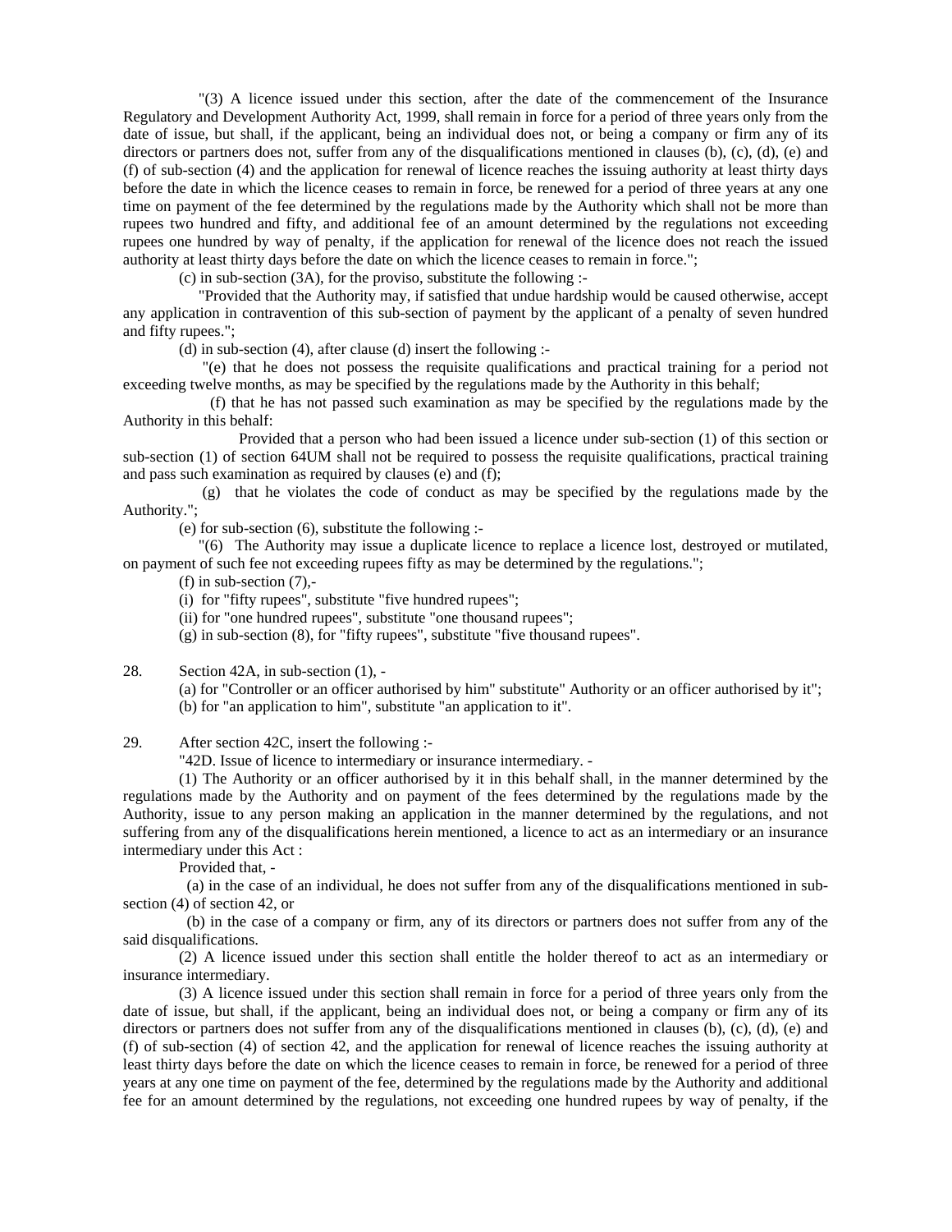"(3) A licence issued under this section, after the date of the commencement of the Insurance Regulatory and Development Authority Act, 1999, shall remain in force for a period of three years only from the date of issue, but shall, if the applicant, being an individual does not, or being a company or firm any of its directors or partners does not, suffer from any of the disqualifications mentioned in clauses (b), (c), (d), (e) and (f) of sub-section (4) and the application for renewal of licence reaches the issuing authority at least thirty days before the date in which the licence ceases to remain in force, be renewed for a period of three years at any one time on payment of the fee determined by the regulations made by the Authority which shall not be more than rupees two hundred and fifty, and additional fee of an amount determined by the regulations not exceeding rupees one hundred by way of penalty, if the application for renewal of the licence does not reach the issued authority at least thirty days before the date on which the licence ceases to remain in force.";

(c) in sub-section (3A), for the proviso, substitute the following :-

"Provided that the Authority may, if satisfied that undue hardship would be caused otherwise, accept any application in contravention of this sub-section of payment by the applicant of a penalty of seven hundred and fifty rupees.";

(d) in sub-section (4), after clause (d) insert the following :-

"(e) that he does not possess the requisite qualifications and practical training for a period not exceeding twelve months, as may be specified by the regulations made by the Authority in this behalf;

(f) that he has not passed such examination as may be specified by the regulations made by the Authority in this behalf:

Provided that a person who had been issued a licence under sub-section (1) of this section or sub-section (1) of section 64UM shall not be required to possess the requisite qualifications, practical training and pass such examination as required by clauses (e) and (f);

(g) that he violates the code of conduct as may be specified by the regulations made by the Authority.";

(e) for sub-section (6), substitute the following :-

"(6) The Authority may issue a duplicate licence to replace a licence lost, destroyed or mutilated, on payment of such fee not exceeding rupees fifty as may be determined by the regulations.";

(f) in sub-section (7),-

(i) for "fifty rupees", substitute "five hundred rupees";

(ii) for "one hundred rupees", substitute "one thousand rupees";

(g) in sub-section (8), for "fifty rupees", substitute "five thousand rupees".

28. Section 42A, in sub-section (1), -

(a) for "Controller or an officer authorised by him" substitute" Authority or an officer authorised by it";

(b) for "an application to him", substitute "an application to it".

29. After section 42C, insert the following :-

"42D. Issue of licence to intermediary or insurance intermediary. -

(1) The Authority or an officer authorised by it in this behalf shall, in the manner determined by the regulations made by the Authority and on payment of the fees determined by the regulations made by the Authority, issue to any person making an application in the manner determined by the regulations, and not suffering from any of the disqualifications herein mentioned, a licence to act as an intermediary or an insurance intermediary under this Act :

Provided that, -

(a) in the case of an individual, he does not suffer from any of the disqualifications mentioned in sub-section (4) of section 42, or

(b) in the case of a company or firm, any of its directors or partners does not suffer from any of the said disqualifications.

(2) A licence issued under this section shall entitle the holder thereof to act as an intermediary or insurance intermediary.

(3) A licence issued under this section shall remain in force for a period of three years only from the date of issue, but shall, if the applicant, being an individual does not, or being a company or firm any of its directors or partners does not suffer from any of the disqualifications mentioned in clauses (b), (c), (d), (e) and (f) of sub-section (4) of section 42, and the application for renewal of licence reaches the issuing authority at least thirty days before the date on which the licence ceases to remain in force, be renewed for a period of three years at any one time on payment of the fee, determined by the regulations made by the Authority and additional fee for an amount determined by the regulations, not exceeding one hundred rupees by way of penalty, if the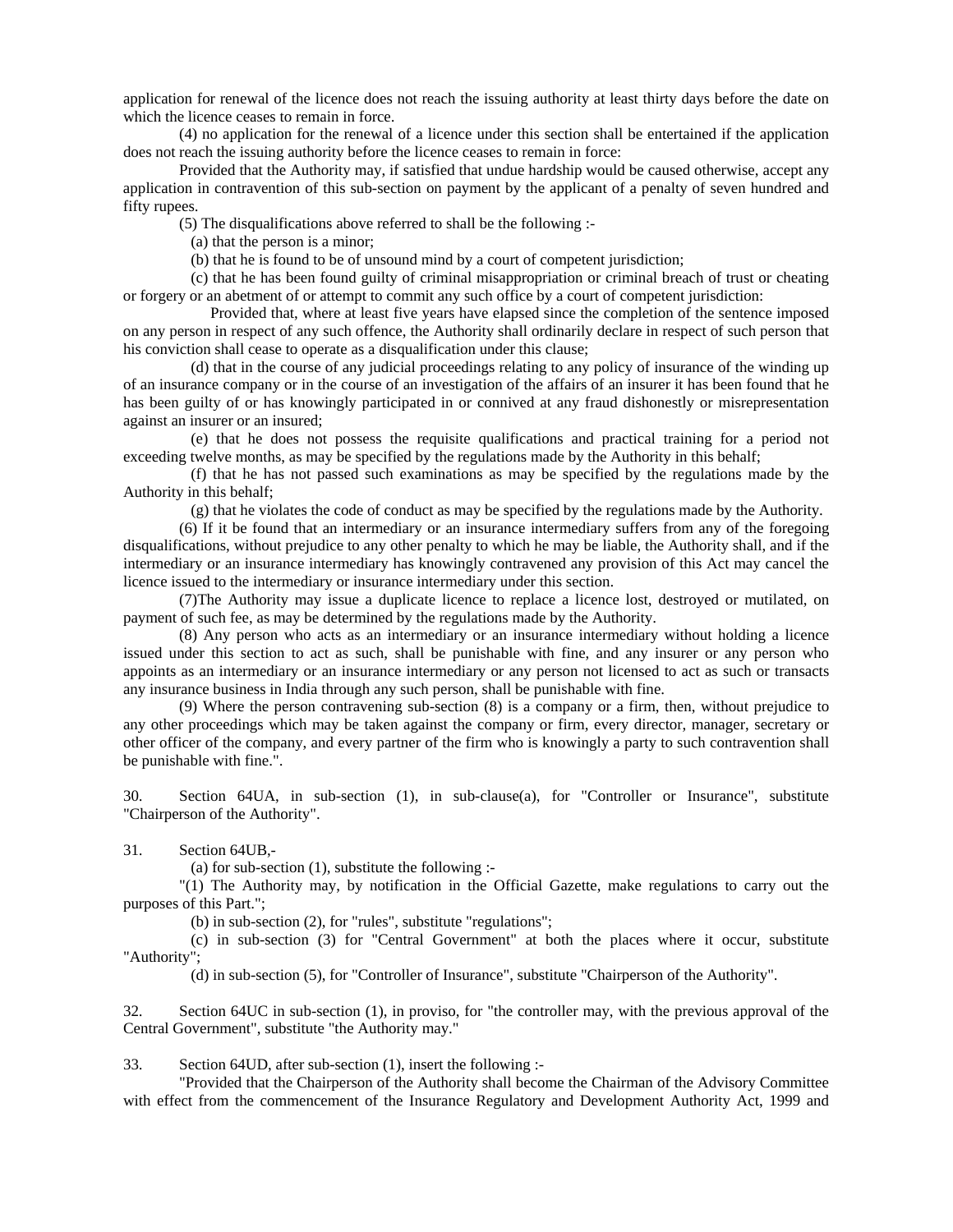application for renewal of the licence does not reach the issuing authority at least thirty days before the date on which the licence ceases to remain in force.

(4) no application for the renewal of a licence under this section shall be entertained if the application does not reach the issuing authority before the licence ceases to remain in force:

Provided that the Authority may, if satisfied that undue hardship would be caused otherwise, accept any application in contravention of this sub-section on payment by the applicant of a penalty of seven hundred and fifty rupees.

(5) The disqualifications above referred to shall be the following :-

(a) that the person is a minor;

(b) that he is found to be of unsound mind by a court of competent jurisdiction;

(c) that he has been found guilty of criminal misappropriation or criminal breach of trust or cheating or forgery or an abetment of or attempt to commit any such office by a court of competent jurisdiction:

Provided that, where at least five years have elapsed since the completion of the sentence imposed on any person in respect of any such offence, the Authority shall ordinarily declare in respect of such person that his conviction shall cease to operate as a disqualification under this clause;

(d) that in the course of any judicial proceedings relating to any policy of insurance of the winding up of an insurance company or in the course of an investigation of the affairs of an insurer it has been found that he has been guilty of or has knowingly participated in or connived at any fraud dishonestly or misrepresentation against an insurer or an insured;

(e) that he does not possess the requisite qualifications and practical training for a period not exceeding twelve months, as may be specified by the regulations made by the Authority in this behalf;

(f) that he has not passed such examinations as may be specified by the regulations made by the Authority in this behalf;

(g) that he violates the code of conduct as may be specified by the regulations made by the Authority.

(6) If it be found that an intermediary or an insurance intermediary suffers from any of the foregoing disqualifications, without prejudice to any other penalty to which he may be liable, the Authority shall, and if the intermediary or an insurance intermediary has knowingly contravened any provision of this Act may cancel the licence issued to the intermediary or insurance intermediary under this section.

(7)The Authority may issue a duplicate licence to replace a licence lost, destroyed or mutilated, on payment of such fee, as may be determined by the regulations made by the Authority.

(8) Any person who acts as an intermediary or an insurance intermediary without holding a licence issued under this section to act as such, shall be punishable with fine, and any insurer or any person who appoints as an intermediary or an insurance intermediary or any person not licensed to act as such or transacts any insurance business in India through any such person, shall be punishable with fine.

(9) Where the person contravening sub-section (8) is a company or a firm, then, without prejudice to any other proceedings which may be taken against the company or firm, every director, manager, secretary or other officer of the company, and every partner of the firm who is knowingly a party to such contravention shall be punishable with fine.".

30. Section 64UA, in sub-section (1), in sub-clause(a), for "Controller or Insurance", substitute "Chairperson of the Authority".

31. Section 64UB,-

(a) for sub-section (1), substitute the following :-

"(1) The Authority may, by notification in the Official Gazette, make regulations to carry out the purposes of this Part.";

(b) in sub-section (2), for "rules", substitute "regulations";

(c) in sub-section (3) for "Central Government" at both the places where it occur, substitute "Authority";

(d) in sub-section (5), for "Controller of Insurance", substitute "Chairperson of the Authority".

32. Section 64UC in sub-section (1), in proviso, for "the controller may, with the previous approval of the Central Government", substitute "the Authority may."

33. Section 64UD, after sub-section (1), insert the following :-

"Provided that the Chairperson of the Authority shall become the Chairman of the Advisory Committee with effect from the commencement of the Insurance Regulatory and Development Authority Act, 1999 and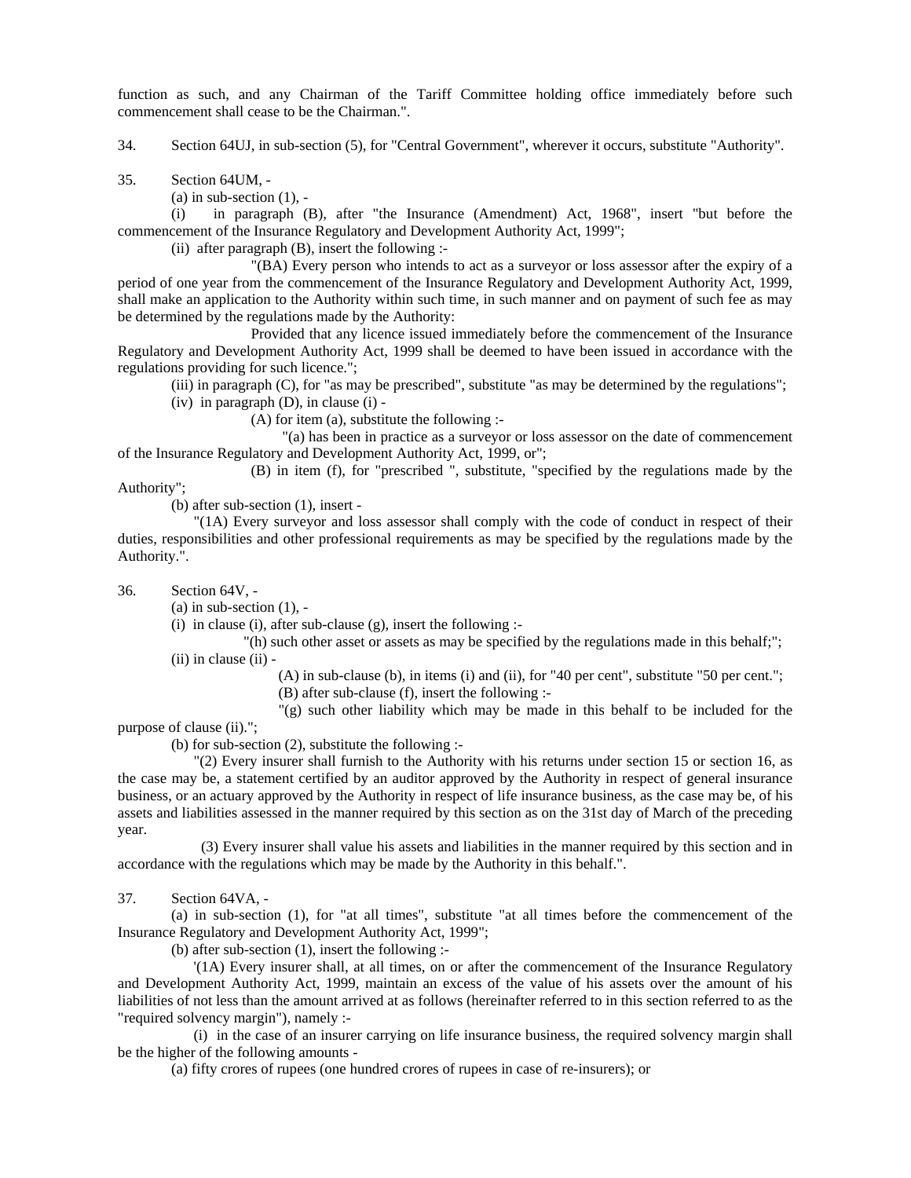function as such, and any Chairman of the Tariff Committee holding office immediately before such commencement shall cease to be the Chairman.".

34. Section 64UJ, in sub-section (5), for "Central Government", wherever it occurs, substitute "Authority".

35. Section 64UM, -

(a) in sub-section (1), -

(i) in paragraph (B), after "the Insurance (Amendment) Act, 1968", insert "but before the commencement of the Insurance Regulatory and Development Authority Act, 1999";

(ii) after paragraph (B), insert the following :-

"(BA) Every person who intends to act as a surveyor or loss assessor after the expiry of a period of one year from the commencement of the Insurance Regulatory and Development Authority Act, 1999, shall make an application to the Authority within such time, in such manner and on payment of such fee as may be determined by the regulations made by the Authority:

Provided that any licence issued immediately before the commencement of the Insurance Regulatory and Development Authority Act, 1999 shall be deemed to have been issued in accordance with the regulations providing for such licence.";

(iii) in paragraph (C), for "as may be prescribed", substitute "as may be determined by the regulations";

(iv) in paragraph (D), in clause (i) -

(A) for item (a), substitute the following :-

"(a) has been in practice as a surveyor or loss assessor on the date of commencement of the Insurance Regulatory and Development Authority Act, 1999, or";

(B) in item (f), for "prescribed ", substitute, "specified by the regulations made by the Authority";

(b) after sub-section (1), insert -

"(1A) Every surveyor and loss assessor shall comply with the code of conduct in respect of their duties, responsibilities and other professional requirements as may be specified by the regulations made by the Authority.".

36. Section 64V, -

(a) in sub-section (1), -

(i) in clause (i), after sub-clause (g), insert the following :-

"(h) such other asset or assets as may be specified by the regulations made in this behalf;";

(ii) in clause (ii) -

(A) in sub-clause (b), in items (i) and (ii), for "40 per cent", substitute "50 per cent.";

(B) after sub-clause (f), insert the following :-

"(g) such other liability which may be made in this behalf to be included for the purpose of clause (ii).";

(b) for sub-section (2), substitute the following :-

"(2) Every insurer shall furnish to the Authority with his returns under section 15 or section 16, as the case may be, a statement certified by an auditor approved by the Authority in respect of general insurance business, or an actuary approved by the Authority in respect of life insurance business, as the case may be, of his assets and liabilities assessed in the manner required by this section as on the 31st day of March of the preceding year.

(3) Every insurer shall value his assets and liabilities in the manner required by this section and in accordance with the regulations which may be made by the Authority in this behalf.".

37. Section 64VA, -

(a) in sub-section (1), for "at all times", substitute "at all times before the commencement of the Insurance Regulatory and Development Authority Act, 1999";

(b) after sub-section (1), insert the following :-

'(1A) Every insurer shall, at all times, on or after the commencement of the Insurance Regulatory and Development Authority Act, 1999, maintain an excess of the value of his assets over the amount of his liabilities of not less than the amount arrived at as follows (hereinafter referred to in this section referred to as the "required solvency margin"), namely :-

(i) in the case of an insurer carrying on life insurance business, the required solvency margin shall be the higher of the following amounts -

(a) fifty crores of rupees (one hundred crores of rupees in case of re-insurers); or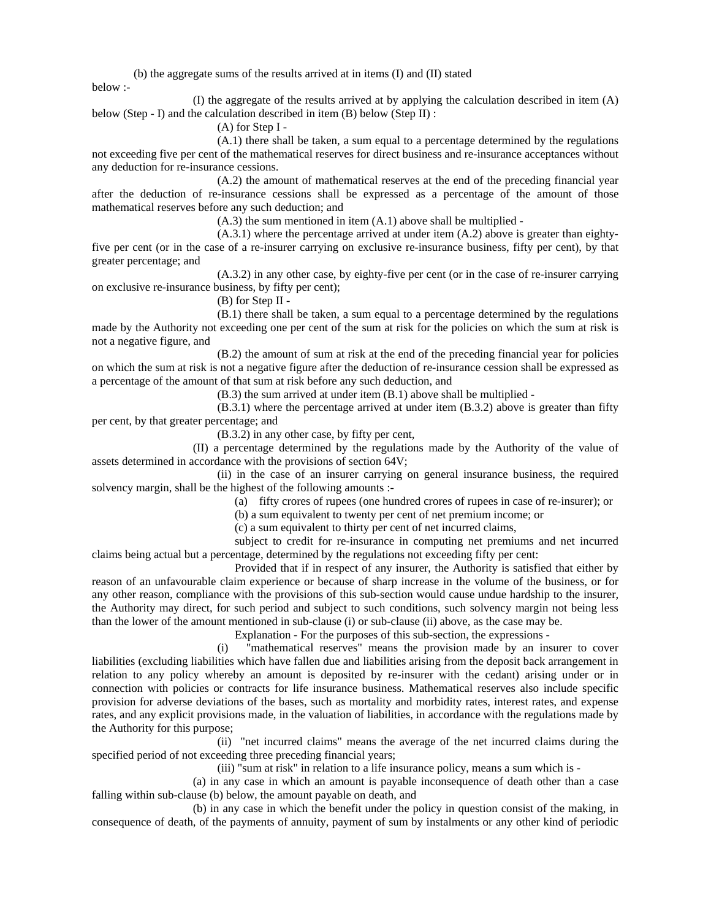(b) the aggregate sums of the results arrived at in items (I) and (II) stated below :-

(I) the aggregate of the results arrived at by applying the calculation described in item (A) below (Step - I) and the calculation described in item (B) below (Step II) :

(A) for Step I -

(A.1) there shall be taken, a sum equal to a percentage determined by the regulations not exceeding five per cent of the mathematical reserves for direct business and re-insurance acceptances without any deduction for re-insurance cessions.

(A.2) the amount of mathematical reserves at the end of the preceding financial year after the deduction of re-insurance cessions shall be expressed as a percentage of the amount of those mathematical reserves before any such deduction; and

(A.3) the sum mentioned in item (A.1) above shall be multiplied -

(A.3.1) where the percentage arrived at under item (A.2) above is greater than eighty-five per cent (or in the case of a re-insurer carrying on exclusive re-insurance business, fifty per cent), by that greater percentage; and

(A.3.2) in any other case, by eighty-five per cent (or in the case of re-insurer carrying on exclusive re-insurance business, by fifty per cent);

(B) for Step II -

(B.1) there shall be taken, a sum equal to a percentage determined by the regulations made by the Authority not exceeding one per cent of the sum at risk for the policies on which the sum at risk is not a negative figure, and

(B.2) the amount of sum at risk at the end of the preceding financial year for policies on which the sum at risk is not a negative figure after the deduction of re-insurance cession shall be expressed as a percentage of the amount of that sum at risk before any such deduction, and

(B.3) the sum arrived at under item (B.1) above shall be multiplied -

(B.3.1) where the percentage arrived at under item (B.3.2) above is greater than fifty per cent, by that greater percentage; and

(B.3.2) in any other case, by fifty per cent,

(II) a percentage determined by the regulations made by the Authority of the value of assets determined in accordance with the provisions of section 64V;

(ii) in the case of an insurer carrying on general insurance business, the required solvency margin, shall be the highest of the following amounts :-

(a) fifty crores of rupees (one hundred crores of rupees in case of re-insurer); or

(b) a sum equivalent to twenty per cent of net premium income; or

(c) a sum equivalent to thirty per cent of net incurred claims,

subject to credit for re-insurance in computing net premiums and net incurred claims being actual but a percentage, determined by the regulations not exceeding fifty per cent:

Provided that if in respect of any insurer, the Authority is satisfied that either by reason of an unfavourable claim experience or because of sharp increase in the volume of the business, or for any other reason, compliance with the provisions of this sub-section would cause undue hardship to the insurer, the Authority may direct, for such period and subject to such conditions, such solvency margin not being less than the lower of the amount mentioned in sub-clause (i) or sub-clause (ii) above, as the case may be.

Explanation - For the purposes of this sub-section, the expressions -

(i) "mathematical reserves" means the provision made by an insurer to cover liabilities (excluding liabilities which have fallen due and liabilities arising from the deposit back arrangement in relation to any policy whereby an amount is deposited by re-insurer with the cedant) arising under or in connection with policies or contracts for life insurance business. Mathematical reserves also include specific provision for adverse deviations of the bases, such as mortality and morbidity rates, interest rates, and expense rates, and any explicit provisions made, in the valuation of liabilities, in accordance with the regulations made by the Authority for this purpose;

(ii) "net incurred claims" means the average of the net incurred claims during the specified period of not exceeding three preceding financial years;

(iii) "sum at risk" in relation to a life insurance policy, means a sum which is -

(a) in any case in which an amount is payable inconsequence of death other than a case falling within sub-clause (b) below, the amount payable on death, and

(b) in any case in which the benefit under the policy in question consist of the making, in consequence of death, of the payments of annuity, payment of sum by instalments or any other kind of periodic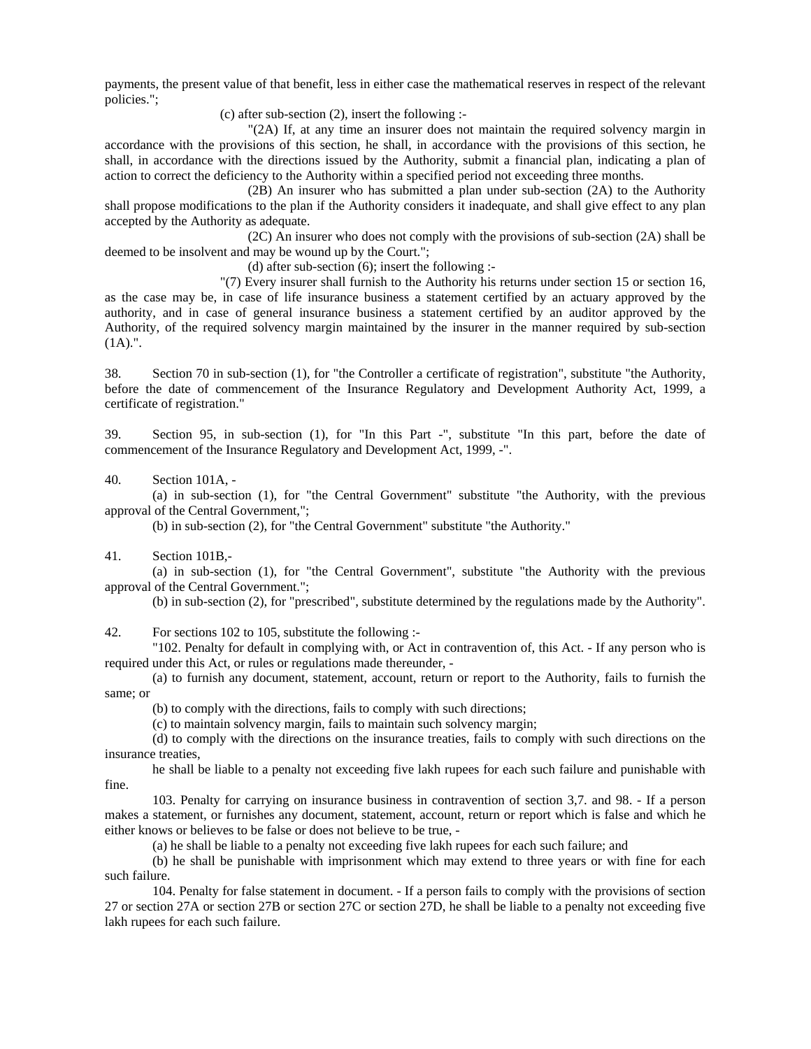payments, the present value of that benefit, less in either case the mathematical reserves in respect of the relevant policies.";

(c) after sub-section (2), insert the following :-

"(2A) If, at any time an insurer does not maintain the required solvency margin in accordance with the provisions of this section, he shall, in accordance with the provisions of this section, he shall, in accordance with the directions issued by the Authority, submit a financial plan, indicating a plan of action to correct the deficiency to the Authority within a specified period not exceeding three months.

(2B) An insurer who has submitted a plan under sub-section (2A) to the Authority shall propose modifications to the plan if the Authority considers it inadequate, and shall give effect to any plan accepted by the Authority as adequate.

(2C) An insurer who does not comply with the provisions of sub-section (2A) shall be deemed to be insolvent and may be wound up by the Court.";

(d) after sub-section (6); insert the following :-

"(7) Every insurer shall furnish to the Authority his returns under section 15 or section 16, as the case may be, in case of life insurance business a statement certified by an actuary approved by the authority, and in case of general insurance business a statement certified by an auditor approved by the Authority, of the required solvency margin maintained by the insurer in the manner required by sub-section (1A).".

38. Section 70 in sub-section (1), for "the Controller a certificate of registration", substitute "the Authority, before the date of commencement of the Insurance Regulatory and Development Authority Act, 1999, a certificate of registration."

39. Section 95, in sub-section (1), for "In this Part -", substitute "In this part, before the date of commencement of the Insurance Regulatory and Development Act, 1999, -".

40. Section 101A, -

(a) in sub-section (1), for "the Central Government" substitute "the Authority, with the previous approval of the Central Government,";

(b) in sub-section (2), for "the Central Government" substitute "the Authority."

41. Section 101B,-

(a) in sub-section (1), for "the Central Government", substitute "the Authority with the previous approval of the Central Government.";

(b) in sub-section (2), for "prescribed", substitute determined by the regulations made by the Authority".

42. For sections 102 to 105, substitute the following :-

"102. Penalty for default in complying with, or Act in contravention of, this Act. - If any person who is required under this Act, or rules or regulations made thereunder, -

(a) to furnish any document, statement, account, return or report to the Authority, fails to furnish the same; or

(b) to comply with the directions, fails to comply with such directions;

(c) to maintain solvency margin, fails to maintain such solvency margin;

(d) to comply with the directions on the insurance treaties, fails to comply with such directions on the insurance treaties,

he shall be liable to a penalty not exceeding five lakh rupees for each such failure and punishable with fine.

103. Penalty for carrying on insurance business in contravention of section 3,7. and 98. - If a person makes a statement, or furnishes any document, statement, account, return or report which is false and which he either knows or believes to be false or does not believe to be true, -

(a) he shall be liable to a penalty not exceeding five lakh rupees for each such failure; and

(b) he shall be punishable with imprisonment which may extend to three years or with fine for each such failure.

104. Penalty for false statement in document. - If a person fails to comply with the provisions of section 27 or section 27A or section 27B or section 27C or section 27D, he shall be liable to a penalty not exceeding five lakh rupees for each such failure.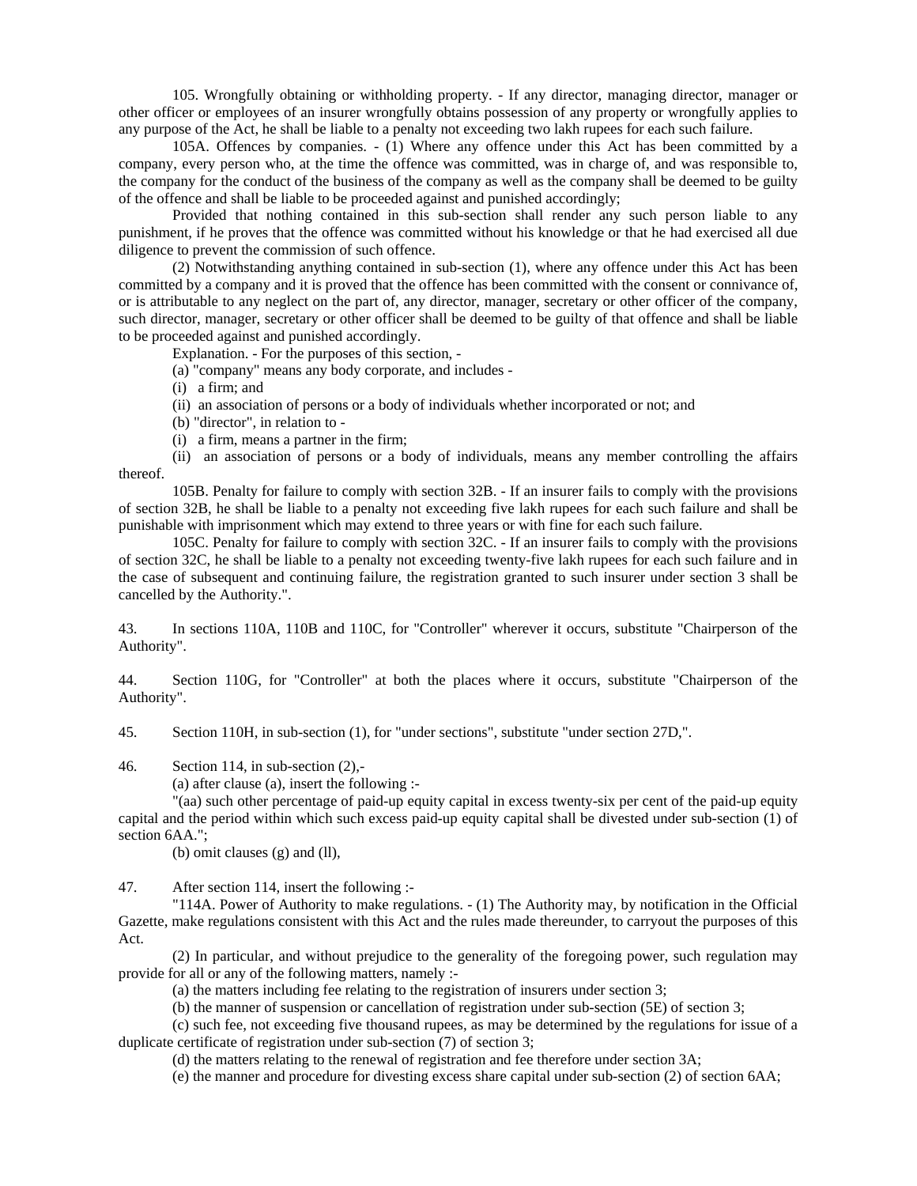105. Wrongfully obtaining or withholding property. - If any director, managing director, manager or other officer or employees of an insurer wrongfully obtains possession of any property or wrongfully applies to any purpose of the Act, he shall be liable to a penalty not exceeding two lakh rupees for each such failure.

105A. Offences by companies. - (1) Where any offence under this Act has been committed by a company, every person who, at the time the offence was committed, was in charge of, and was responsible to, the company for the conduct of the business of the company as well as the company shall be deemed to be guilty of the offence and shall be liable to be proceeded against and punished accordingly;

Provided that nothing contained in this sub-section shall render any such person liable to any punishment, if he proves that the offence was committed without his knowledge or that he had exercised all due diligence to prevent the commission of such offence.

(2) Notwithstanding anything contained in sub-section (1), where any offence under this Act has been committed by a company and it is proved that the offence has been committed with the consent or connivance of, or is attributable to any neglect on the part of, any director, manager, secretary or other officer of the company, such director, manager, secretary or other officer shall be deemed to be guilty of that offence and shall be liable to be proceeded against and punished accordingly.

Explanation. - For the purposes of this section, -

(a) "company" means any body corporate, and includes -

(i) a firm; and

(ii) an association of persons or a body of individuals whether incorporated or not; and

(b) "director", in relation to -

(i) a firm, means a partner in the firm;

(ii) an association of persons or a body of individuals, means any member controlling the affairs thereof.

105B. Penalty for failure to comply with section 32B. - If an insurer fails to comply with the provisions of section 32B, he shall be liable to a penalty not exceeding five lakh rupees for each such failure and shall be punishable with imprisonment which may extend to three years or with fine for each such failure.

105C. Penalty for failure to comply with section 32C. - If an insurer fails to comply with the provisions of section 32C, he shall be liable to a penalty not exceeding twenty-five lakh rupees for each such failure and in the case of subsequent and continuing failure, the registration granted to such insurer under section 3 shall be cancelled by the Authority.".

43. In sections 110A, 110B and 110C, for "Controller" wherever it occurs, substitute "Chairperson of the Authority".

44. Section 110G, for "Controller" at both the places where it occurs, substitute "Chairperson of the Authority".

45. Section 110H, in sub-section (1), for "under sections", substitute "under section 27D,".

46. Section 114, in sub-section (2),-

(a) after clause (a), insert the following :-

"(aa) such other percentage of paid-up equity capital in excess twenty-six per cent of the paid-up equity capital and the period within which such excess paid-up equity capital shall be divested under sub-section (1) of section 6AA.";

(b) omit clauses (g) and (ll),

47. After section 114, insert the following :-

"114A. Power of Authority to make regulations. - (1) The Authority may, by notification in the Official Gazette, make regulations consistent with this Act and the rules made thereunder, to carryout the purposes of this Act.

(2) In particular, and without prejudice to the generality of the foregoing power, such regulation may provide for all or any of the following matters, namely :-

(a) the matters including fee relating to the registration of insurers under section 3;

(b) the manner of suspension or cancellation of registration under sub-section (5E) of section 3;

(c) such fee, not exceeding five thousand rupees, as may be determined by the regulations for issue of a duplicate certificate of registration under sub-section (7) of section 3;

(d) the matters relating to the renewal of registration and fee therefore under section 3A;

(e) the manner and procedure for divesting excess share capital under sub-section (2) of section 6AA;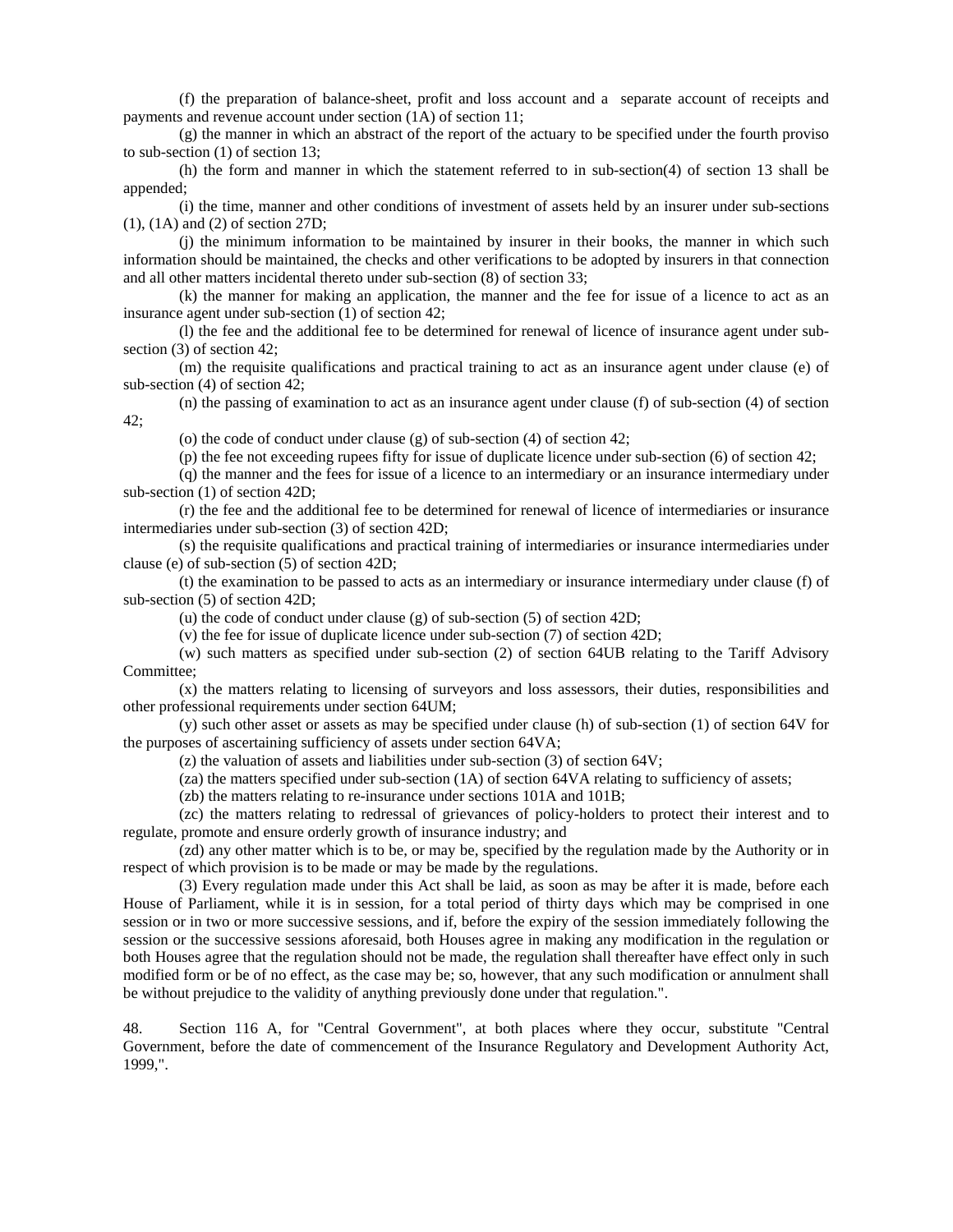(f) the preparation of balance-sheet, profit and loss account and a separate account of receipts and payments and revenue account under section (1A) of section 11;

(g) the manner in which an abstract of the report of the actuary to be specified under the fourth proviso to sub-section (1) of section 13;

(h) the form and manner in which the statement referred to in sub-section(4) of section 13 shall be appended;

(i) the time, manner and other conditions of investment of assets held by an insurer under sub-sections (1), (1A) and (2) of section 27D;

(j) the minimum information to be maintained by insurer in their books, the manner in which such information should be maintained, the checks and other verifications to be adopted by insurers in that connection and all other matters incidental thereto under sub-section (8) of section 33;

(k) the manner for making an application, the manner and the fee for issue of a licence to act as an insurance agent under sub-section (1) of section 42;

(l) the fee and the additional fee to be determined for renewal of licence of insurance agent under sub-section (3) of section 42;

(m) the requisite qualifications and practical training to act as an insurance agent under clause (e) of sub-section (4) of section 42;

(n) the passing of examination to act as an insurance agent under clause (f) of sub-section (4) of section 42;

(o) the code of conduct under clause (g) of sub-section (4) of section 42;

(p) the fee not exceeding rupees fifty for issue of duplicate licence under sub-section (6) of section 42;

(q) the manner and the fees for issue of a licence to an intermediary or an insurance intermediary under sub-section (1) of section 42D;

(r) the fee and the additional fee to be determined for renewal of licence of intermediaries or insurance intermediaries under sub-section (3) of section 42D;

(s) the requisite qualifications and practical training of intermediaries or insurance intermediaries under clause (e) of sub-section (5) of section 42D;

(t) the examination to be passed to acts as an intermediary or insurance intermediary under clause (f) of sub-section (5) of section 42D;

(u) the code of conduct under clause (g) of sub-section (5) of section 42D;

(v) the fee for issue of duplicate licence under sub-section (7) of section 42D;

(w) such matters as specified under sub-section (2) of section 64UB relating to the Tariff Advisory Committee;

(x) the matters relating to licensing of surveyors and loss assessors, their duties, responsibilities and other professional requirements under section 64UM;

(y) such other asset or assets as may be specified under clause (h) of sub-section (1) of section 64V for the purposes of ascertaining sufficiency of assets under section 64VA;

(z) the valuation of assets and liabilities under sub-section (3) of section 64V;

(za) the matters specified under sub-section (1A) of section 64VA relating to sufficiency of assets;

(zb) the matters relating to re-insurance under sections 101A and 101B;

(zc) the matters relating to redressal of grievances of policy-holders to protect their interest and to regulate, promote and ensure orderly growth of insurance industry; and

(zd) any other matter which is to be, or may be, specified by the regulation made by the Authority or in respect of which provision is to be made or may be made by the regulations.

(3) Every regulation made under this Act shall be laid, as soon as may be after it is made, before each House of Parliament, while it is in session, for a total period of thirty days which may be comprised in one session or in two or more successive sessions, and if, before the expiry of the session immediately following the session or the successive sessions aforesaid, both Houses agree in making any modification in the regulation or both Houses agree that the regulation should not be made, the regulation shall thereafter have effect only in such modified form or be of no effect, as the case may be; so, however, that any such modification or annulment shall be without prejudice to the validity of anything previously done under that regulation.".

48. Section 116 A, for "Central Government", at both places where they occur, substitute "Central Government, before the date of commencement of the Insurance Regulatory and Development Authority Act, 1999,".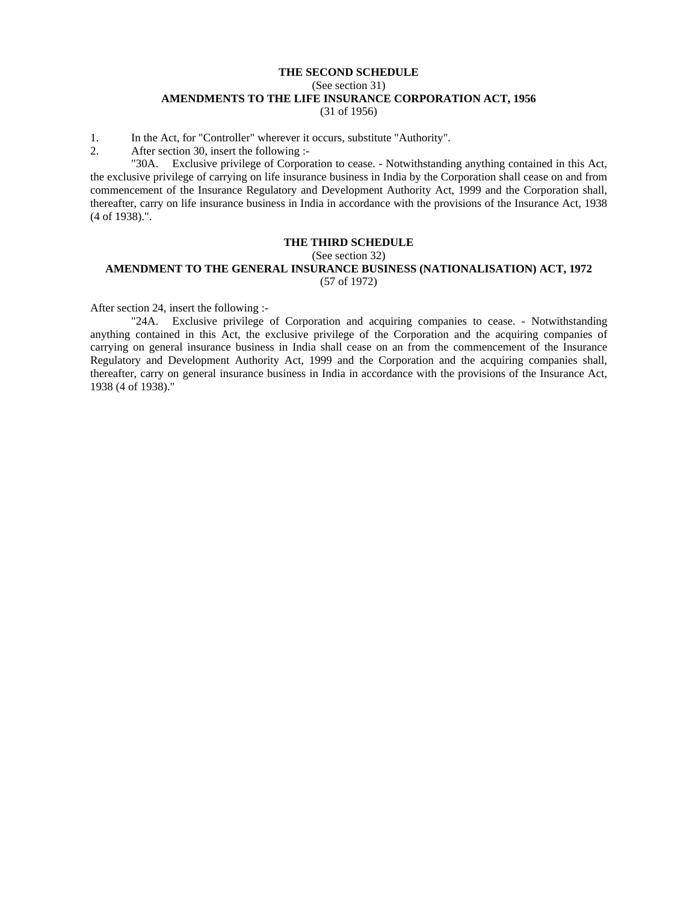## THE SECOND SCHEDULE

(See section 31)

**AMENDMENTS TO THE LIFE INSURANCE CORPORATION ACT, 1956**

(31 of 1956)

1. In the Act, for "Controller" wherever it occurs, substitute "Authority".
2. After section 30, insert the following :-

"30A. Exclusive privilege of Corporation to cease. - Notwithstanding anything contained in this Act, the exclusive privilege of carrying on life insurance business in India by the Corporation shall cease on and from commencement of the Insurance Regulatory and Development Authority Act, 1999 and the Corporation shall, thereafter, carry on life insurance business in India in accordance with the provisions of the Insurance Act, 1938 (4 of 1938).".

## THE THIRD SCHEDULE

(See section 32)

**AMENDMENT TO THE GENERAL INSURANCE BUSINESS (NATIONALISATION) ACT, 1972**

(57 of 1972)

After section 24, insert the following :-

"24A. Exclusive privilege of Corporation and acquiring companies to cease. - Notwithstanding anything contained in this Act, the exclusive privilege of the Corporation and the acquiring companies of carrying on general insurance business in India shall cease on an from the commencement of the Insurance Regulatory and Development Authority Act, 1999 and the Corporation and the acquiring companies shall, thereafter, carry on general insurance business in India in accordance with the provisions of the Insurance Act, 1938 (4 of 1938)."